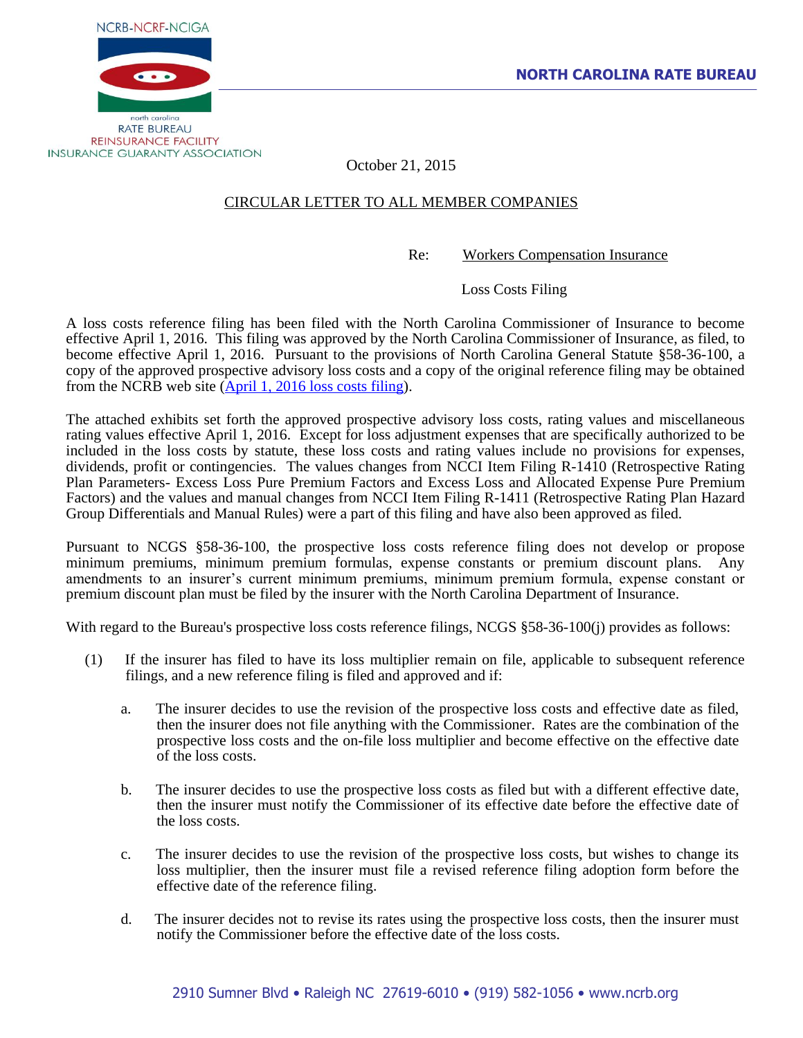NCRB-NCRF-NCIGA

north carolina
RATE BUREAU
REINSURANCE FACILITY
INSURANCE GUARANTY ASSOCIATION

**NORTH CAROLINA RATE BUREAU**

October 21, 2015

CIRCULAR LETTER TO ALL MEMBER COMPANIES

Re: Workers Compensation Insurance

Loss Costs Filing

A loss costs reference filing has been filed with the North Carolina Commissioner of Insurance to become effective April 1, 2016. This filing was approved by the North Carolina Commissioner of Insurance, as filed, to become effective April 1, 2016. Pursuant to the provisions of North Carolina General Statute §58-36-100, a copy of the approved prospective advisory loss costs and a copy of the original reference filing may be obtained from the NCRB web site (April 1, 2016 loss costs filing).

The attached exhibits set forth the approved prospective advisory loss costs, rating values and miscellaneous rating values effective April 1, 2016. Except for loss adjustment expenses that are specifically authorized to be included in the loss costs by statute, these loss costs and rating values include no provisions for expenses, dividends, profit or contingencies. The values changes from NCCI Item Filing R-1410 (Retrospective Rating Plan Parameters- Excess Loss Pure Premium Factors and Excess Loss and Allocated Expense Pure Premium Factors) and the values and manual changes from NCCI Item Filing R-1411 (Retrospective Rating Plan Hazard Group Differentials and Manual Rules) were a part of this filing and have also been approved as filed.

Pursuant to NCGS §58-36-100, the prospective loss costs reference filing does not develop or propose minimum premiums, minimum premium formulas, expense constants or premium discount plans. Any amendments to an insurer's current minimum premiums, minimum premium formula, expense constant or premium discount plan must be filed by the insurer with the North Carolina Department of Insurance.

With regard to the Bureau's prospective loss costs reference filings, NCGS §58-36-100(j) provides as follows:

(1) If the insurer has filed to have its loss multiplier remain on file, applicable to subsequent reference filings, and a new reference filing is filed and approved and if:

   a. The insurer decides to use the revision of the prospective loss costs and effective date as filed, then the insurer does not file anything with the Commissioner. Rates are the combination of the prospective loss costs and the on-file loss multiplier and become effective on the effective date of the loss costs.

   b. The insurer decides to use the prospective loss costs as filed but with a different effective date, then the insurer must notify the Commissioner of its effective date before the effective date of the loss costs.

   c. The insurer decides to use the revision of the prospective loss costs, but wishes to change its loss multiplier, then the insurer must file a revised reference filing adoption form before the effective date of the reference filing.

   d. The insurer decides not to revise its rates using the prospective loss costs, then the insurer must notify the Commissioner before the effective date of the loss costs.

2910 Sumner Blvd • Raleigh NC 27619-6010 • (919) 582-1056 • www.ncrb.org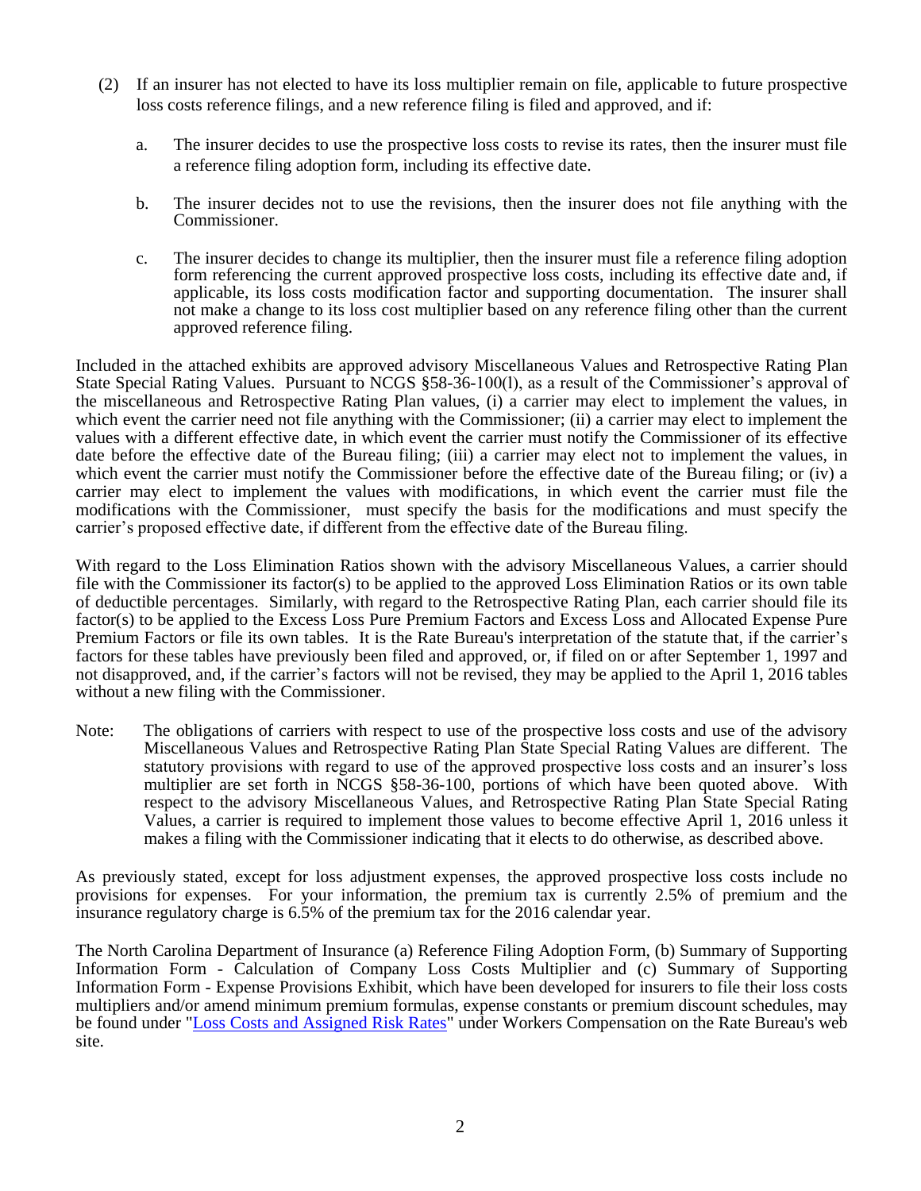(2) If an insurer has not elected to have its loss multiplier remain on file, applicable to future prospective loss costs reference filings, and a new reference filing is filed and approved, and if:

   a. The insurer decides to use the prospective loss costs to revise its rates, then the insurer must file a reference filing adoption form, including its effective date.

   b. The insurer decides not to use the revisions, then the insurer does not file anything with the Commissioner.

   c. The insurer decides to change its multiplier, then the insurer must file a reference filing adoption form referencing the current approved prospective loss costs, including its effective date and, if applicable, its loss costs modification factor and supporting documentation. The insurer shall not make a change to its loss cost multiplier based on any reference filing other than the current approved reference filing.

Included in the attached exhibits are approved advisory Miscellaneous Values and Retrospective Rating Plan State Special Rating Values. Pursuant to NCGS §58-36-100(l), as a result of the Commissioner's approval of the miscellaneous and Retrospective Rating Plan values, (i) a carrier may elect to implement the values, in which event the carrier need not file anything with the Commissioner; (ii) a carrier may elect to implement the values with a different effective date, in which event the carrier must notify the Commissioner of its effective date before the effective date of the Bureau filing; (iii) a carrier may elect not to implement the values, in which event the carrier must notify the Commissioner before the effective date of the Bureau filing; or (iv) a carrier may elect to implement the values with modifications, in which event the carrier must file the modifications with the Commissioner, must specify the basis for the modifications and must specify the carrier's proposed effective date, if different from the effective date of the Bureau filing.

With regard to the Loss Elimination Ratios shown with the advisory Miscellaneous Values, a carrier should file with the Commissioner its factor(s) to be applied to the approved Loss Elimination Ratios or its own table of deductible percentages. Similarly, with regard to the Retrospective Rating Plan, each carrier should file its factor(s) to be applied to the Excess Loss Pure Premium Factors and Excess Loss and Allocated Expense Pure Premium Factors or file its own tables. It is the Rate Bureau's interpretation of the statute that, if the carrier's factors for these tables have previously been filed and approved, or, if filed on or after September 1, 1997 and not disapproved, and, if the carrier's factors will not be revised, they may be applied to the April 1, 2016 tables without a new filing with the Commissioner.

Note: The obligations of carriers with respect to use of the prospective loss costs and use of the advisory Miscellaneous Values and Retrospective Rating Plan State Special Rating Values are different. The statutory provisions with regard to use of the approved prospective loss costs and an insurer's loss multiplier are set forth in NCGS §58-36-100, portions of which have been quoted above. With respect to the advisory Miscellaneous Values, and Retrospective Rating Plan State Special Rating Values, a carrier is required to implement those values to become effective April 1, 2016 unless it makes a filing with the Commissioner indicating that it elects to do otherwise, as described above.

As previously stated, except for loss adjustment expenses, the approved prospective loss costs include no provisions for expenses. For your information, the premium tax is currently 2.5% of premium and the insurance regulatory charge is 6.5% of the premium tax for the 2016 calendar year.

The North Carolina Department of Insurance (a) Reference Filing Adoption Form, (b) Summary of Supporting Information Form - Calculation of Company Loss Costs Multiplier and (c) Summary of Supporting Information Form - Expense Provisions Exhibit, which have been developed for insurers to file their loss costs multipliers and/or amend minimum premium formulas, expense constants or premium discount schedules, may be found under "Loss Costs and Assigned Risk Rates" under Workers Compensation on the Rate Bureau's web site.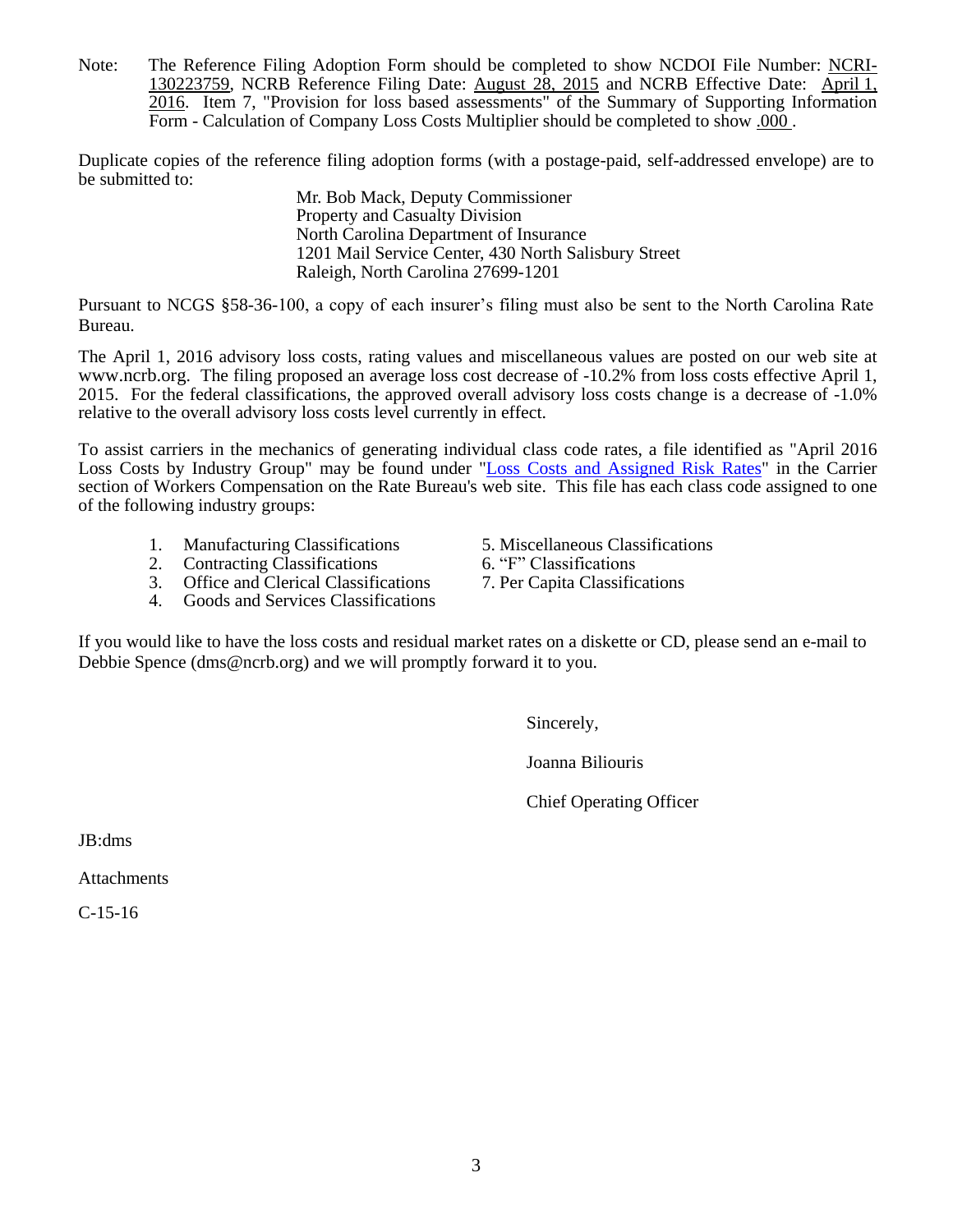Note: The Reference Filing Adoption Form should be completed to show NCDOI File Number: NCRI-130223759, NCRB Reference Filing Date: August 28, 2015 and NCRB Effective Date: April 1, 2016. Item 7, "Provision for loss based assessments" of the Summary of Supporting Information Form - Calculation of Company Loss Costs Multiplier should be completed to show .000 .

Duplicate copies of the reference filing adoption forms (with a postage-paid, self-addressed envelope) are to be submitted to:

Mr. Bob Mack, Deputy Commissioner
Property and Casualty Division
North Carolina Department of Insurance
1201 Mail Service Center, 430 North Salisbury Street
Raleigh, North Carolina 27699-1201

Pursuant to NCGS §58-36-100, a copy of each insurer's filing must also be sent to the North Carolina Rate Bureau.

The April 1, 2016 advisory loss costs, rating values and miscellaneous values are posted on our web site at www.ncrb.org. The filing proposed an average loss cost decrease of -10.2% from loss costs effective April 1, 2015. For the federal classifications, the approved overall advisory loss costs change is a decrease of -1.0% relative to the overall advisory loss costs level currently in effect.

To assist carriers in the mechanics of generating individual class code rates, a file identified as "April 2016 Loss Costs by Industry Group" may be found under "Loss Costs and Assigned Risk Rates" in the Carrier section of Workers Compensation on the Rate Bureau's web site. This file has each class code assigned to one of the following industry groups:

1. Manufacturing Classifications
2. Contracting Classifications
3. Office and Clerical Classifications
4. Goods and Services Classifications
5. Miscellaneous Classifications
6. "F" Classifications
7. Per Capita Classifications

If you would like to have the loss costs and residual market rates on a diskette or CD, please send an e-mail to Debbie Spence (dms@ncrb.org) and we will promptly forward it to you.

Sincerely,

Joanna Biliouris

Chief Operating Officer

JB:dms

Attachments

C-15-16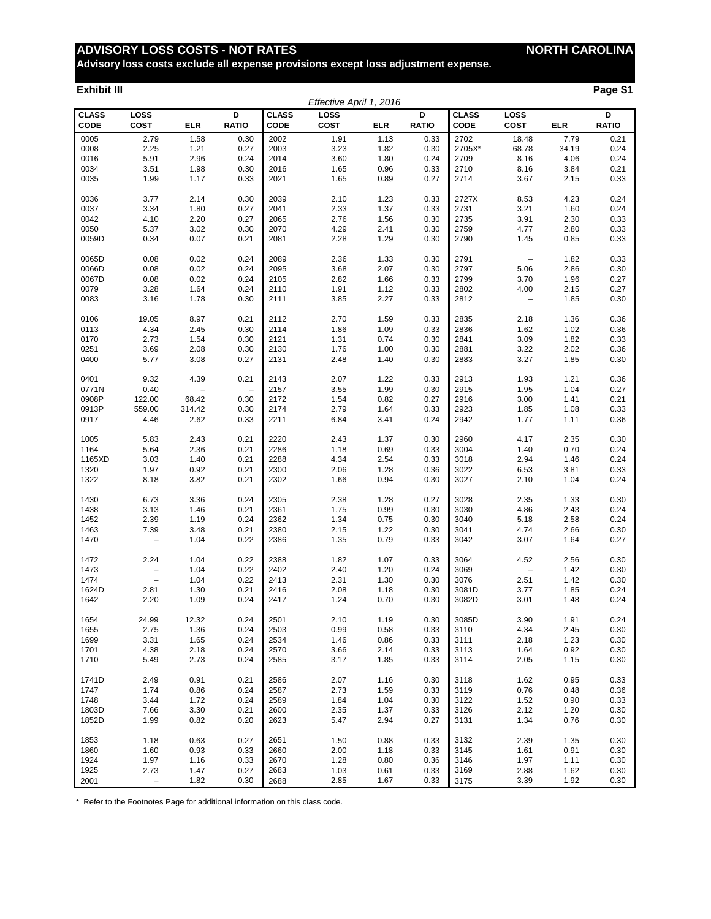# ADVISORY LOSS COSTS - NOT RATES

**NORTH CAROLINA**

**Advisory loss costs exclude all expense provisions except loss adjustment expense.**

**Exhibit III**

**Page S1**

*Effective April 1, 2016*

| CLASS CODE | LOSS COST | ELR | D RATIO | CLASS CODE | LOSS COST | ELR | D RATIO | CLASS CODE | LOSS COST | ELR | D RATIO |
|---|---|---|---|---|---|---|---|---|---|---|---|
| 0005 | 2.79 | 1.58 | 0.30 | 2002 | 1.91 | 1.13 | 0.33 | 2702 | 18.48 | 7.79 | 0.21 |
| 0008 | 2.25 | 1.21 | 0.27 | 2003 | 3.23 | 1.82 | 0.30 | 2705X* | 68.78 | 34.19 | 0.24 |
| 0016 | 5.91 | 2.96 | 0.24 | 2014 | 3.60 | 1.80 | 0.24 | 2709 | 8.16 | 4.06 | 0.24 |
| 0034 | 3.51 | 1.98 | 0.30 | 2016 | 1.65 | 0.96 | 0.33 | 2710 | 8.16 | 3.84 | 0.21 |
| 0035 | 1.99 | 1.17 | 0.33 | 2021 | 1.65 | 0.89 | 0.27 | 2714 | 3.67 | 2.15 | 0.33 |
| 0036 | 3.77 | 2.14 | 0.30 | 2039 | 2.10 | 1.23 | 0.33 | 2727X | 8.53 | 4.23 | 0.24 |
| 0037 | 3.34 | 1.80 | 0.27 | 2041 | 2.33 | 1.37 | 0.33 | 2731 | 3.21 | 1.60 | 0.24 |
| 0042 | 4.10 | 2.20 | 0.27 | 2065 | 2.76 | 1.56 | 0.30 | 2735 | 3.91 | 2.30 | 0.33 |
| 0050 | 5.37 | 3.02 | 0.30 | 2070 | 4.29 | 2.41 | 0.30 | 2759 | 4.77 | 2.80 | 0.33 |
| 0059D | 0.34 | 0.07 | 0.21 | 2081 | 2.28 | 1.29 | 0.30 | 2790 | 1.45 | 0.85 | 0.33 |
| 0065D | 0.08 | 0.02 | 0.24 | 2089 | 2.36 | 1.33 | 0.30 | 2791 | – | 1.82 | 0.33 |
| 0066D | 0.08 | 0.02 | 0.24 | 2095 | 3.68 | 2.07 | 0.30 | 2797 | 5.06 | 2.86 | 0.30 |
| 0067D | 0.08 | 0.02 | 0.24 | 2105 | 2.82 | 1.66 | 0.33 | 2799 | 3.70 | 1.96 | 0.27 |
| 0079 | 3.28 | 1.64 | 0.24 | 2110 | 1.91 | 1.12 | 0.33 | 2802 | 4.00 | 2.15 | 0.27 |
| 0083 | 3.16 | 1.78 | 0.30 | 2111 | 3.85 | 2.27 | 0.33 | 2812 | – | 1.85 | 0.30 |
| 0106 | 19.05 | 8.97 | 0.21 | 2112 | 2.70 | 1.59 | 0.33 | 2835 | 2.18 | 1.36 | 0.36 |
| 0113 | 4.34 | 2.45 | 0.30 | 2114 | 1.86 | 1.09 | 0.33 | 2836 | 1.62 | 1.02 | 0.36 |
| 0170 | 2.73 | 1.54 | 0.30 | 2121 | 1.31 | 0.74 | 0.30 | 2841 | 3.09 | 1.82 | 0.33 |
| 0251 | 3.69 | 2.08 | 0.30 | 2130 | 1.76 | 1.00 | 0.30 | 2881 | 3.22 | 2.02 | 0.36 |
| 0400 | 5.77 | 3.08 | 0.27 | 2131 | 2.48 | 1.40 | 0.30 | 2883 | 3.27 | 1.85 | 0.30 |
| 0401 | 9.32 | 4.39 | 0.21 | 2143 | 2.07 | 1.22 | 0.33 | 2913 | 1.93 | 1.21 | 0.36 |
| 0771N | 0.40 | – | – | 2157 | 3.55 | 1.99 | 0.30 | 2915 | 1.95 | 1.04 | 0.27 |
| 0908P | 122.00 | 68.42 | 0.30 | 2172 | 1.54 | 0.82 | 0.27 | 2916 | 3.00 | 1.41 | 0.21 |
| 0913P | 559.00 | 314.42 | 0.30 | 2174 | 2.79 | 1.64 | 0.33 | 2923 | 1.85 | 1.08 | 0.33 |
| 0917 | 4.46 | 2.62 | 0.33 | 2211 | 6.84 | 3.41 | 0.24 | 2942 | 1.77 | 1.11 | 0.36 |
| 1005 | 5.83 | 2.43 | 0.21 | 2220 | 2.43 | 1.37 | 0.30 | 2960 | 4.17 | 2.35 | 0.30 |
| 1164 | 5.64 | 2.36 | 0.21 | 2286 | 1.18 | 0.69 | 0.33 | 3004 | 1.40 | 0.70 | 0.24 |
| 1165XD | 3.03 | 1.40 | 0.21 | 2288 | 4.34 | 2.54 | 0.33 | 3018 | 2.94 | 1.46 | 0.24 |
| 1320 | 1.97 | 0.92 | 0.21 | 2300 | 2.06 | 1.28 | 0.36 | 3022 | 6.53 | 3.81 | 0.33 |
| 1322 | 8.18 | 3.82 | 0.21 | 2302 | 1.66 | 0.94 | 0.30 | 3027 | 2.10 | 1.04 | 0.24 |
| 1430 | 6.73 | 3.36 | 0.24 | 2305 | 2.38 | 1.28 | 0.27 | 3028 | 2.35 | 1.33 | 0.30 |
| 1438 | 3.13 | 1.46 | 0.21 | 2361 | 1.75 | 0.99 | 0.30 | 3030 | 4.86 | 2.43 | 0.24 |
| 1452 | 2.39 | 1.19 | 0.24 | 2362 | 1.34 | 0.75 | 0.30 | 3040 | 5.18 | 2.58 | 0.24 |
| 1463 | 7.39 | 3.48 | 0.21 | 2380 | 2.15 | 1.22 | 0.30 | 3041 | 4.74 | 2.66 | 0.30 |
| 1470 | – | 1.04 | 0.22 | 2386 | 1.35 | 0.79 | 0.33 | 3042 | 3.07 | 1.64 | 0.27 |
| 1472 | 2.24 | 1.04 | 0.22 | 2388 | 1.82 | 1.07 | 0.33 | 3064 | 4.52 | 2.56 | 0.30 |
| 1473 | – | 1.04 | 0.22 | 2402 | 2.40 | 1.20 | 0.24 | 3069 | – | 1.42 | 0.30 |
| 1474 | – | 1.04 | 0.22 | 2413 | 2.31 | 1.30 | 0.30 | 3076 | 2.51 | 1.42 | 0.30 |
| 1624D | 2.81 | 1.30 | 0.21 | 2416 | 2.08 | 1.18 | 0.30 | 3081D | 3.77 | 1.85 | 0.24 |
| 1642 | 2.20 | 1.09 | 0.24 | 2417 | 1.24 | 0.70 | 0.30 | 3082D | 3.01 | 1.48 | 0.24 |
| 1654 | 24.99 | 12.32 | 0.24 | 2501 | 2.10 | 1.19 | 0.30 | 3085D | 3.90 | 1.91 | 0.24 |
| 1655 | 2.75 | 1.36 | 0.24 | 2503 | 0.99 | 0.58 | 0.33 | 3110 | 4.34 | 2.45 | 0.30 |
| 1699 | 3.31 | 1.65 | 0.24 | 2534 | 1.46 | 0.86 | 0.33 | 3111 | 2.18 | 1.23 | 0.30 |
| 1701 | 4.38 | 2.18 | 0.24 | 2570 | 3.66 | 2.14 | 0.33 | 3113 | 1.64 | 0.92 | 0.30 |
| 1710 | 5.49 | 2.73 | 0.24 | 2585 | 3.17 | 1.85 | 0.33 | 3114 | 2.05 | 1.15 | 0.30 |
| 1741D | 2.49 | 0.91 | 0.21 | 2586 | 2.07 | 1.16 | 0.30 | 3118 | 1.62 | 0.95 | 0.33 |
| 1747 | 1.74 | 0.86 | 0.24 | 2587 | 2.73 | 1.59 | 0.33 | 3119 | 0.76 | 0.48 | 0.36 |
| 1748 | 3.44 | 1.72 | 0.24 | 2589 | 1.84 | 1.04 | 0.30 | 3122 | 1.52 | 0.90 | 0.33 |
| 1803D | 7.66 | 3.30 | 0.21 | 2600 | 2.35 | 1.37 | 0.33 | 3126 | 2.12 | 1.20 | 0.30 |
| 1852D | 1.99 | 0.82 | 0.20 | 2623 | 5.47 | 2.94 | 0.27 | 3131 | 1.34 | 0.76 | 0.30 |
| 1853 | 1.18 | 0.63 | 0.27 | 2651 | 1.50 | 0.88 | 0.33 | 3132 | 2.39 | 1.35 | 0.30 |
| 1860 | 1.60 | 0.93 | 0.33 | 2660 | 2.00 | 1.18 | 0.33 | 3145 | 1.61 | 0.91 | 0.30 |
| 1924 | 1.97 | 1.16 | 0.33 | 2670 | 1.28 | 0.80 | 0.36 | 3146 | 1.97 | 1.11 | 0.30 |
| 1925 | 2.73 | 1.47 | 0.27 | 2683 | 1.03 | 0.61 | 0.33 | 3169 | 2.88 | 1.62 | 0.30 |
| 2001 | – | 1.82 | 0.30 | 2688 | 2.85 | 1.67 | 0.33 | 3175 | 3.39 | 1.92 | 0.30 |

\* Refer to the Footnotes Page for additional information on this class code.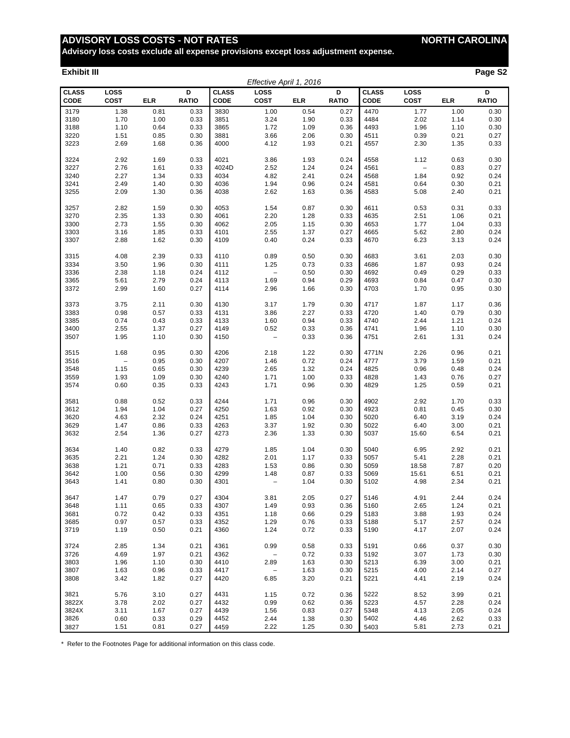# ADVISORY LOSS COSTS - NOT RATES — NORTH CAROLINA

**Advisory loss costs exclude all expense provisions except loss adjustment expense.**

**Exhibit III** **Page S2**

*Effective April 1, 2016*

| CLASS CODE | LOSS COST | ELR | D RATIO | CLASS CODE | LOSS COST | ELR | D RATIO | CLASS CODE | LOSS COST | ELR | D RATIO |
|---|---|---|---|---|---|---|---|---|---|---|---|
| 3179 | 1.38 | 0.81 | 0.33 | 3830 | 1.00 | 0.54 | 0.27 | 4470 | 1.77 | 1.00 | 0.30 |
| 3180 | 1.70 | 1.00 | 0.33 | 3851 | 3.24 | 1.90 | 0.33 | 4484 | 2.02 | 1.14 | 0.30 |
| 3188 | 1.10 | 0.64 | 0.33 | 3865 | 1.72 | 1.09 | 0.36 | 4493 | 1.96 | 1.10 | 0.30 |
| 3220 | 1.51 | 0.85 | 0.30 | 3881 | 3.66 | 2.06 | 0.30 | 4511 | 0.39 | 0.21 | 0.27 |
| 3223 | 2.69 | 1.68 | 0.36 | 4000 | 4.12 | 1.93 | 0.21 | 4557 | 2.30 | 1.35 | 0.33 |
| 3224 | 2.92 | 1.69 | 0.33 | 4021 | 3.86 | 1.93 | 0.24 | 4558 | 1.12 | 0.63 | 0.30 |
| 3227 | 2.76 | 1.61 | 0.33 | 4024D | 2.52 | 1.24 | 0.24 | 4561 | – | 0.83 | 0.27 |
| 3240 | 2.27 | 1.34 | 0.33 | 4034 | 4.82 | 2.41 | 0.24 | 4568 | 1.84 | 0.92 | 0.24 |
| 3241 | 2.49 | 1.40 | 0.30 | 4036 | 1.94 | 0.96 | 0.24 | 4581 | 0.64 | 0.30 | 0.21 |
| 3255 | 2.09 | 1.30 | 0.36 | 4038 | 2.62 | 1.63 | 0.36 | 4583 | 5.08 | 2.40 | 0.21 |
| 3257 | 2.82 | 1.59 | 0.30 | 4053 | 1.54 | 0.87 | 0.30 | 4611 | 0.53 | 0.31 | 0.33 |
| 3270 | 2.35 | 1.33 | 0.30 | 4061 | 2.20 | 1.28 | 0.33 | 4635 | 2.51 | 1.06 | 0.21 |
| 3300 | 2.73 | 1.55 | 0.30 | 4062 | 2.05 | 1.15 | 0.30 | 4653 | 1.77 | 1.04 | 0.33 |
| 3303 | 3.16 | 1.85 | 0.33 | 4101 | 2.55 | 1.37 | 0.27 | 4665 | 5.62 | 2.80 | 0.24 |
| 3307 | 2.88 | 1.62 | 0.30 | 4109 | 0.40 | 0.24 | 0.33 | 4670 | 6.23 | 3.13 | 0.24 |
| 3315 | 4.08 | 2.39 | 0.33 | 4110 | 0.89 | 0.50 | 0.30 | 4683 | 3.61 | 2.03 | 0.30 |
| 3334 | 3.50 | 1.96 | 0.30 | 4111 | 1.25 | 0.73 | 0.33 | 4686 | 1.87 | 0.93 | 0.24 |
| 3336 | 2.38 | 1.18 | 0.24 | 4112 | – | 0.50 | 0.30 | 4692 | 0.49 | 0.29 | 0.33 |
| 3365 | 5.61 | 2.79 | 0.24 | 4113 | 1.69 | 0.94 | 0.29 | 4693 | 0.84 | 0.47 | 0.30 |
| 3372 | 2.99 | 1.60 | 0.27 | 4114 | 2.96 | 1.66 | 0.30 | 4703 | 1.70 | 0.95 | 0.30 |
| 3373 | 3.75 | 2.11 | 0.30 | 4130 | 3.17 | 1.79 | 0.30 | 4717 | 1.87 | 1.17 | 0.36 |
| 3383 | 0.98 | 0.57 | 0.33 | 4131 | 3.86 | 2.27 | 0.33 | 4720 | 1.40 | 0.79 | 0.30 |
| 3385 | 0.74 | 0.43 | 0.33 | 4133 | 1.60 | 0.94 | 0.33 | 4740 | 2.44 | 1.21 | 0.24 |
| 3400 | 2.55 | 1.37 | 0.27 | 4149 | 0.52 | 0.33 | 0.36 | 4741 | 1.96 | 1.10 | 0.30 |
| 3507 | 1.95 | 1.10 | 0.30 | 4150 | – | 0.33 | 0.36 | 4751 | 2.61 | 1.31 | 0.24 |
| 3515 | 1.68 | 0.95 | 0.30 | 4206 | 2.18 | 1.22 | 0.30 | 4771N | 2.26 | 0.96 | 0.21 |
| 3516 | – | 0.95 | 0.30 | 4207 | 1.46 | 0.72 | 0.24 | 4777 | 3.79 | 1.59 | 0.21 |
| 3548 | 1.15 | 0.65 | 0.30 | 4239 | 2.65 | 1.32 | 0.24 | 4825 | 0.96 | 0.48 | 0.24 |
| 3559 | 1.93 | 1.09 | 0.30 | 4240 | 1.71 | 1.00 | 0.33 | 4828 | 1.43 | 0.76 | 0.27 |
| 3574 | 0.60 | 0.35 | 0.33 | 4243 | 1.71 | 0.96 | 0.30 | 4829 | 1.25 | 0.59 | 0.21 |
| 3581 | 0.88 | 0.52 | 0.33 | 4244 | 1.71 | 0.96 | 0.30 | 4902 | 2.92 | 1.70 | 0.33 |
| 3612 | 1.94 | 1.04 | 0.27 | 4250 | 1.63 | 0.92 | 0.30 | 4923 | 0.81 | 0.45 | 0.30 |
| 3620 | 4.63 | 2.32 | 0.24 | 4251 | 1.85 | 1.04 | 0.30 | 5020 | 6.40 | 3.19 | 0.24 |
| 3629 | 1.47 | 0.86 | 0.33 | 4263 | 3.37 | 1.92 | 0.30 | 5022 | 6.40 | 3.00 | 0.21 |
| 3632 | 2.54 | 1.36 | 0.27 | 4273 | 2.36 | 1.33 | 0.30 | 5037 | 15.60 | 6.54 | 0.21 |
| 3634 | 1.40 | 0.82 | 0.33 | 4279 | 1.85 | 1.04 | 0.30 | 5040 | 6.95 | 2.92 | 0.21 |
| 3635 | 2.21 | 1.24 | 0.30 | 4282 | 2.01 | 1.17 | 0.33 | 5057 | 5.41 | 2.28 | 0.21 |
| 3638 | 1.21 | 0.71 | 0.33 | 4283 | 1.53 | 0.86 | 0.30 | 5059 | 18.58 | 7.87 | 0.20 |
| 3642 | 1.00 | 0.56 | 0.30 | 4299 | 1.48 | 0.87 | 0.33 | 5069 | 15.61 | 6.51 | 0.21 |
| 3643 | 1.41 | 0.80 | 0.30 | 4301 | – | 1.04 | 0.30 | 5102 | 4.98 | 2.34 | 0.21 |
| 3647 | 1.47 | 0.79 | 0.27 | 4304 | 3.81 | 2.05 | 0.27 | 5146 | 4.91 | 2.44 | 0.24 |
| 3648 | 1.11 | 0.65 | 0.33 | 4307 | 1.49 | 0.93 | 0.36 | 5160 | 2.65 | 1.24 | 0.21 |
| 3681 | 0.72 | 0.42 | 0.33 | 4351 | 1.18 | 0.66 | 0.29 | 5183 | 3.88 | 1.93 | 0.24 |
| 3685 | 0.97 | 0.57 | 0.33 | 4352 | 1.29 | 0.76 | 0.33 | 5188 | 5.17 | 2.57 | 0.24 |
| 3719 | 1.19 | 0.50 | 0.21 | 4360 | 1.24 | 0.72 | 0.33 | 5190 | 4.17 | 2.07 | 0.24 |
| 3724 | 2.85 | 1.34 | 0.21 | 4361 | 0.99 | 0.58 | 0.33 | 5191 | 0.66 | 0.37 | 0.30 |
| 3726 | 4.69 | 1.97 | 0.21 | 4362 | – | 0.72 | 0.33 | 5192 | 3.07 | 1.73 | 0.30 |
| 3803 | 1.96 | 1.10 | 0.30 | 4410 | 2.89 | 1.63 | 0.30 | 5213 | 6.39 | 3.00 | 0.21 |
| 3807 | 1.63 | 0.96 | 0.33 | 4417 | – | 1.63 | 0.30 | 5215 | 4.00 | 2.14 | 0.27 |
| 3808 | 3.42 | 1.82 | 0.27 | 4420 | 6.85 | 3.20 | 0.21 | 5221 | 4.41 | 2.19 | 0.24 |
| 3821 | 5.76 | 3.10 | 0.27 | 4431 | 1.15 | 0.72 | 0.36 | 5222 | 8.52 | 3.99 | 0.21 |
| 3822X | 3.78 | 2.02 | 0.27 | 4432 | 0.99 | 0.62 | 0.36 | 5223 | 4.57 | 2.28 | 0.24 |
| 3824X | 3.11 | 1.67 | 0.27 | 4439 | 1.56 | 0.83 | 0.27 | 5348 | 4.13 | 2.05 | 0.24 |
| 3826 | 0.60 | 0.33 | 0.29 | 4452 | 2.44 | 1.38 | 0.30 | 5402 | 4.46 | 2.62 | 0.33 |
| 3827 | 1.51 | 0.81 | 0.27 | 4459 | 2.22 | 1.25 | 0.30 | 5403 | 5.81 | 2.73 | 0.21 |

\* Refer to the Footnotes Page for additional information on this class code.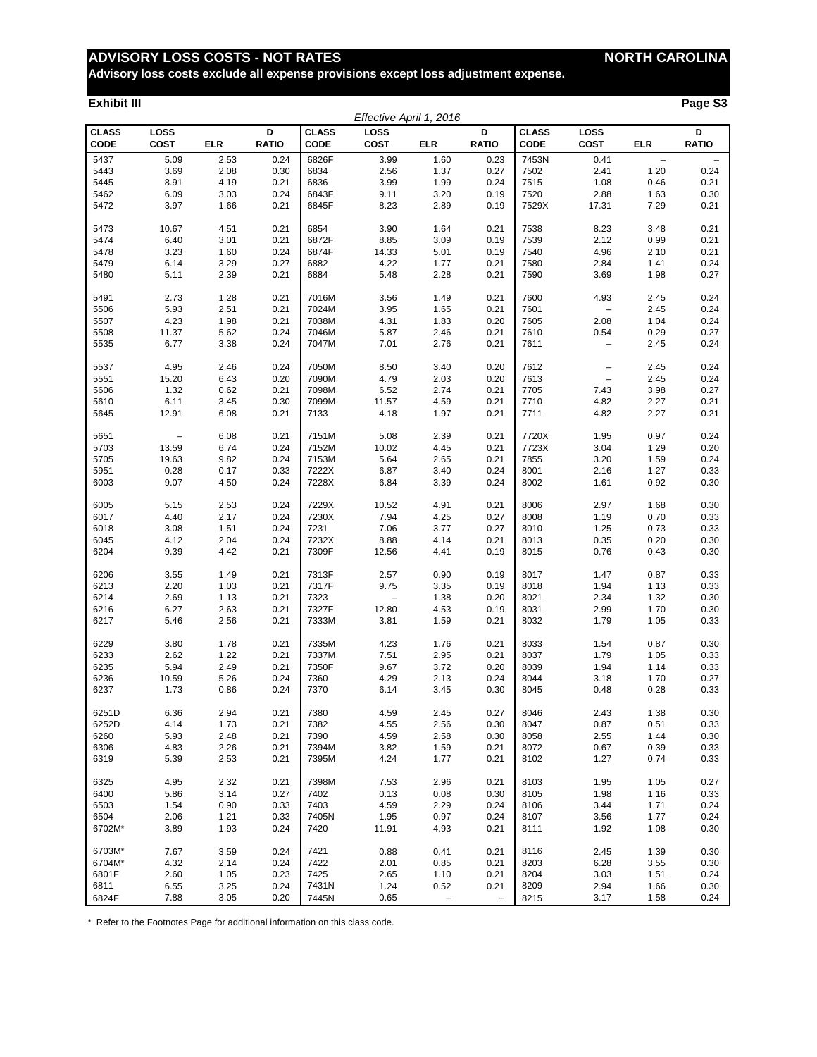# ADVISORY LOSS COSTS - NOT RATES

**NORTH CAROLINA**

**Advisory loss costs exclude all expense provisions except loss adjustment expense.**

**Exhibit III**

**Page S3**

*Effective April 1, 2016*

| CLASS CODE | LOSS COST | ELR | D RATIO | CLASS CODE | LOSS COST | ELR | D RATIO | CLASS CODE | LOSS COST | ELR | D RATIO |
|---|---|---|---|---|---|---|---|---|---|---|---|
| 5437 | 5.09 | 2.53 | 0.24 | 6826F | 3.99 | 1.60 | 0.23 | 7453N | 0.41 | – | – |
| 5443 | 3.69 | 2.08 | 0.30 | 6834 | 2.56 | 1.37 | 0.27 | 7502 | 2.41 | 1.20 | 0.24 |
| 5445 | 8.91 | 4.19 | 0.21 | 6836 | 3.99 | 1.99 | 0.24 | 7515 | 1.08 | 0.46 | 0.21 |
| 5462 | 6.09 | 3.03 | 0.24 | 6843F | 9.11 | 3.20 | 0.19 | 7520 | 2.88 | 1.63 | 0.30 |
| 5472 | 3.97 | 1.66 | 0.21 | 6845F | 8.23 | 2.89 | 0.19 | 7529X | 17.31 | 7.29 | 0.21 |
| 5473 | 10.67 | 4.51 | 0.21 | 6854 | 3.90 | 1.64 | 0.21 | 7538 | 8.23 | 3.48 | 0.21 |
| 5474 | 6.40 | 3.01 | 0.21 | 6872F | 8.85 | 3.09 | 0.19 | 7539 | 2.12 | 0.99 | 0.21 |
| 5478 | 3.23 | 1.60 | 0.24 | 6874F | 14.33 | 5.01 | 0.19 | 7540 | 4.96 | 2.10 | 0.21 |
| 5479 | 6.14 | 3.29 | 0.27 | 6882 | 4.22 | 1.77 | 0.21 | 7580 | 2.84 | 1.41 | 0.24 |
| 5480 | 5.11 | 2.39 | 0.21 | 6884 | 5.48 | 2.28 | 0.21 | 7590 | 3.69 | 1.98 | 0.27 |
| 5491 | 2.73 | 1.28 | 0.21 | 7016M | 3.56 | 1.49 | 0.21 | 7600 | 4.93 | 2.45 | 0.24 |
| 5506 | 5.93 | 2.51 | 0.21 | 7024M | 3.95 | 1.65 | 0.21 | 7601 | – | 2.45 | 0.24 |
| 5507 | 4.23 | 1.98 | 0.21 | 7038M | 4.31 | 1.83 | 0.20 | 7605 | 2.08 | 1.04 | 0.24 |
| 5508 | 11.37 | 5.62 | 0.24 | 7046M | 5.87 | 2.46 | 0.21 | 7610 | 0.54 | 0.29 | 0.27 |
| 5535 | 6.77 | 3.38 | 0.24 | 7047M | 7.01 | 2.76 | 0.21 | 7611 | – | 2.45 | 0.24 |
| 5537 | 4.95 | 2.46 | 0.24 | 7050M | 8.50 | 3.40 | 0.20 | 7612 | – | 2.45 | 0.24 |
| 5551 | 15.20 | 6.43 | 0.20 | 7090M | 4.79 | 2.03 | 0.20 | 7613 | – | 2.45 | 0.24 |
| 5606 | 1.32 | 0.62 | 0.21 | 7098M | 6.52 | 2.74 | 0.21 | 7705 | 7.43 | 3.98 | 0.27 |
| 5610 | 6.11 | 3.45 | 0.30 | 7099M | 11.57 | 4.59 | 0.21 | 7710 | 4.82 | 2.27 | 0.21 |
| 5645 | 12.91 | 6.08 | 0.21 | 7133 | 4.18 | 1.97 | 0.21 | 7711 | 4.82 | 2.27 | 0.21 |
| 5651 | – | 6.08 | 0.21 | 7151M | 5.08 | 2.39 | 0.21 | 7720X | 1.95 | 0.97 | 0.24 |
| 5703 | 13.59 | 6.74 | 0.24 | 7152M | 10.02 | 4.45 | 0.21 | 7723X | 3.04 | 1.29 | 0.20 |
| 5705 | 19.63 | 9.82 | 0.24 | 7153M | 5.64 | 2.65 | 0.21 | 7855 | 3.20 | 1.59 | 0.24 |
| 5951 | 0.28 | 0.17 | 0.33 | 7222X | 6.87 | 3.40 | 0.24 | 8001 | 2.16 | 1.27 | 0.33 |
| 6003 | 9.07 | 4.50 | 0.24 | 7228X | 6.84 | 3.39 | 0.24 | 8002 | 1.61 | 0.92 | 0.30 |
| 6005 | 5.15 | 2.53 | 0.24 | 7229X | 10.52 | 4.91 | 0.21 | 8006 | 2.97 | 1.68 | 0.30 |
| 6017 | 4.40 | 2.17 | 0.24 | 7230X | 7.94 | 4.25 | 0.27 | 8008 | 1.19 | 0.70 | 0.33 |
| 6018 | 3.08 | 1.51 | 0.24 | 7231 | 7.06 | 3.77 | 0.27 | 8010 | 1.25 | 0.73 | 0.33 |
| 6045 | 4.12 | 2.04 | 0.24 | 7232X | 8.88 | 4.14 | 0.21 | 8013 | 0.35 | 0.20 | 0.30 |
| 6204 | 9.39 | 4.42 | 0.21 | 7309F | 12.56 | 4.41 | 0.19 | 8015 | 0.76 | 0.43 | 0.30 |
| 6206 | 3.55 | 1.49 | 0.21 | 7313F | 2.57 | 0.90 | 0.19 | 8017 | 1.47 | 0.87 | 0.33 |
| 6213 | 2.20 | 1.03 | 0.21 | 7317F | 9.75 | 3.35 | 0.19 | 8018 | 1.94 | 1.13 | 0.33 |
| 6214 | 2.69 | 1.13 | 0.21 | 7323 | – | 1.38 | 0.20 | 8021 | 2.34 | 1.32 | 0.30 |
| 6216 | 6.27 | 2.63 | 0.21 | 7327F | 12.80 | 4.53 | 0.19 | 8031 | 2.99 | 1.70 | 0.30 |
| 6217 | 5.46 | 2.56 | 0.21 | 7333M | 3.81 | 1.59 | 0.21 | 8032 | 1.79 | 1.05 | 0.33 |
| 6229 | 3.80 | 1.78 | 0.21 | 7335M | 4.23 | 1.76 | 0.21 | 8033 | 1.54 | 0.87 | 0.30 |
| 6233 | 2.62 | 1.22 | 0.21 | 7337M | 7.51 | 2.95 | 0.21 | 8037 | 1.79 | 1.05 | 0.33 |
| 6235 | 5.94 | 2.49 | 0.21 | 7350F | 9.67 | 3.72 | 0.20 | 8039 | 1.94 | 1.14 | 0.33 |
| 6236 | 10.59 | 5.26 | 0.24 | 7360 | 4.29 | 2.13 | 0.24 | 8044 | 3.18 | 1.70 | 0.27 |
| 6237 | 1.73 | 0.86 | 0.24 | 7370 | 6.14 | 3.45 | 0.30 | 8045 | 0.48 | 0.28 | 0.33 |
| 6251D | 6.36 | 2.94 | 0.21 | 7380 | 4.59 | 2.45 | 0.27 | 8046 | 2.43 | 1.38 | 0.30 |
| 6252D | 4.14 | 1.73 | 0.21 | 7382 | 4.55 | 2.56 | 0.30 | 8047 | 0.87 | 0.51 | 0.33 |
| 6260 | 5.93 | 2.48 | 0.21 | 7390 | 4.59 | 2.58 | 0.30 | 8058 | 2.55 | 1.44 | 0.30 |
| 6306 | 4.83 | 2.26 | 0.21 | 7394M | 3.82 | 1.59 | 0.21 | 8072 | 0.67 | 0.39 | 0.33 |
| 6319 | 5.39 | 2.53 | 0.21 | 7395M | 4.24 | 1.77 | 0.21 | 8102 | 1.27 | 0.74 | 0.33 |
| 6325 | 4.95 | 2.32 | 0.21 | 7398M | 7.53 | 2.96 | 0.21 | 8103 | 1.95 | 1.05 | 0.27 |
| 6400 | 5.86 | 3.14 | 0.27 | 7402 | 0.13 | 0.08 | 0.30 | 8105 | 1.98 | 1.16 | 0.33 |
| 6503 | 1.54 | 0.90 | 0.33 | 7403 | 4.59 | 2.29 | 0.24 | 8106 | 3.44 | 1.71 | 0.24 |
| 6504 | 2.06 | 1.21 | 0.33 | 7405N | 1.95 | 0.97 | 0.24 | 8107 | 3.56 | 1.77 | 0.24 |
| 6702M* | 3.89 | 1.93 | 0.24 | 7420 | 11.91 | 4.93 | 0.21 | 8111 | 1.92 | 1.08 | 0.30 |
| 6703M* | 7.67 | 3.59 | 0.24 | 7421 | 0.88 | 0.41 | 0.21 | 8116 | 2.45 | 1.39 | 0.30 |
| 6704M* | 4.32 | 2.14 | 0.24 | 7422 | 2.01 | 0.85 | 0.21 | 8203 | 6.28 | 3.55 | 0.30 |
| 6801F | 2.60 | 1.05 | 0.23 | 7425 | 2.65 | 1.10 | 0.21 | 8204 | 3.03 | 1.51 | 0.24 |
| 6811 | 6.55 | 3.25 | 0.24 | 7431N | 1.24 | 0.52 | 0.21 | 8209 | 2.94 | 1.66 | 0.30 |
| 6824F | 7.88 | 3.05 | 0.20 | 7445N | 0.65 | – | – | 8215 | 3.17 | 1.58 | 0.24 |

\* Refer to the Footnotes Page for additional information on this class code.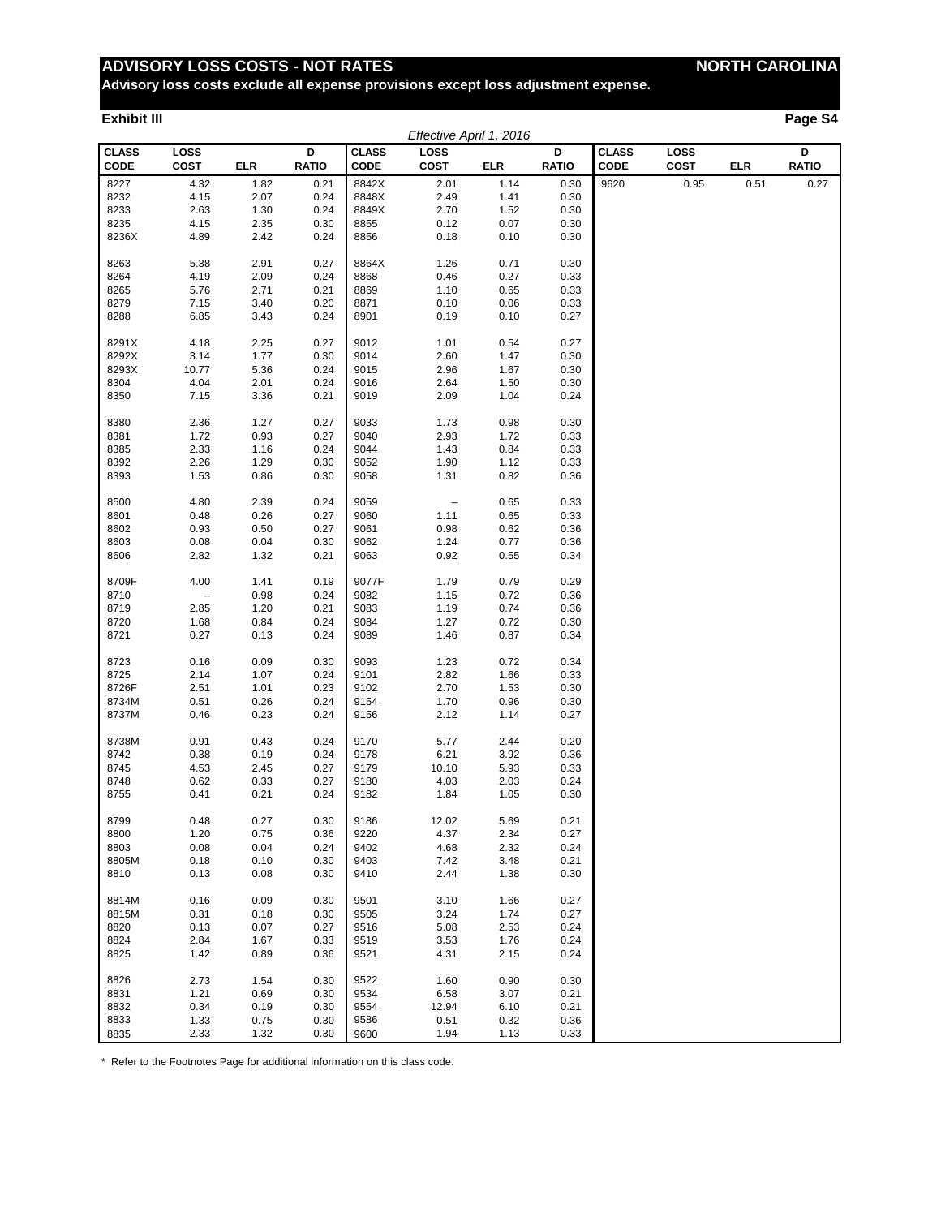# ADVISORY LOSS COSTS - NOT RATES — NORTH CAROLINA

**Advisory loss costs exclude all expense provisions except loss adjustment expense.**

**Exhibit III**

*Effective April 1, 2016*

| CLASS CODE | LOSS COST | ELR | D RATIO | CLASS CODE | LOSS COST | ELR | D RATIO | CLASS CODE | LOSS COST | ELR | D RATIO |
|---|---|---|---|---|---|---|---|---|---|---|---|
| 8227 | 4.32 | 1.82 | 0.21 | 8842X | 2.01 | 1.14 | 0.30 | 9620 | 0.95 | 0.51 | 0.27 |
| 8232 | 4.15 | 2.07 | 0.24 | 8848X | 2.49 | 1.41 | 0.30 | | | | |
| 8233 | 2.63 | 1.30 | 0.24 | 8849X | 2.70 | 1.52 | 0.30 | | | | |
| 8235 | 4.15 | 2.35 | 0.30 | 8855 | 0.12 | 0.07 | 0.30 | | | | |
| 8236X | 4.89 | 2.42 | 0.24 | 8856 | 0.18 | 0.10 | 0.30 | | | | |
| 8263 | 5.38 | 2.91 | 0.27 | 8864X | 1.26 | 0.71 | 0.30 | | | | |
| 8264 | 4.19 | 2.09 | 0.24 | 8868 | 0.46 | 0.27 | 0.33 | | | | |
| 8265 | 5.76 | 2.71 | 0.21 | 8869 | 1.10 | 0.65 | 0.33 | | | | |
| 8279 | 7.15 | 3.40 | 0.20 | 8871 | 0.10 | 0.06 | 0.33 | | | | |
| 8288 | 6.85 | 3.43 | 0.24 | 8901 | 0.19 | 0.10 | 0.27 | | | | |
| 8291X | 4.18 | 2.25 | 0.27 | 9012 | 1.01 | 0.54 | 0.27 | | | | |
| 8292X | 3.14 | 1.77 | 0.30 | 9014 | 2.60 | 1.47 | 0.30 | | | | |
| 8293X | 10.77 | 5.36 | 0.24 | 9015 | 2.96 | 1.67 | 0.30 | | | | |
| 8304 | 4.04 | 2.01 | 0.24 | 9016 | 2.64 | 1.50 | 0.30 | | | | |
| 8350 | 7.15 | 3.36 | 0.21 | 9019 | 2.09 | 1.04 | 0.24 | | | | |
| 8380 | 2.36 | 1.27 | 0.27 | 9033 | 1.73 | 0.98 | 0.30 | | | | |
| 8381 | 1.72 | 0.93 | 0.27 | 9040 | 2.93 | 1.72 | 0.33 | | | | |
| 8385 | 2.33 | 1.16 | 0.24 | 9044 | 1.43 | 0.84 | 0.33 | | | | |
| 8392 | 2.26 | 1.29 | 0.30 | 9052 | 1.90 | 1.12 | 0.33 | | | | |
| 8393 | 1.53 | 0.86 | 0.30 | 9058 | 1.31 | 0.82 | 0.36 | | | | |
| 8500 | 4.80 | 2.39 | 0.24 | 9059 | – | 0.65 | 0.33 | | | | |
| 8601 | 0.48 | 0.26 | 0.27 | 9060 | 1.11 | 0.65 | 0.33 | | | | |
| 8602 | 0.93 | 0.50 | 0.27 | 9061 | 0.98 | 0.62 | 0.36 | | | | |
| 8603 | 0.08 | 0.04 | 0.30 | 9062 | 1.24 | 0.77 | 0.36 | | | | |
| 8606 | 2.82 | 1.32 | 0.21 | 9063 | 0.92 | 0.55 | 0.34 | | | | |
| 8709F | 4.00 | 1.41 | 0.19 | 9077F | 1.79 | 0.79 | 0.29 | | | | |
| 8710 | – | 0.98 | 0.24 | 9082 | 1.15 | 0.72 | 0.36 | | | | |
| 8719 | 2.85 | 1.20 | 0.21 | 9083 | 1.19 | 0.74 | 0.36 | | | | |
| 8720 | 1.68 | 0.84 | 0.24 | 9084 | 1.27 | 0.72 | 0.30 | | | | |
| 8721 | 0.27 | 0.13 | 0.24 | 9089 | 1.46 | 0.87 | 0.34 | | | | |
| 8723 | 0.16 | 0.09 | 0.30 | 9093 | 1.23 | 0.72 | 0.34 | | | | |
| 8725 | 2.14 | 1.07 | 0.24 | 9101 | 2.82 | 1.66 | 0.33 | | | | |
| 8726F | 2.51 | 1.01 | 0.23 | 9102 | 2.70 | 1.53 | 0.30 | | | | |
| 8734M | 0.51 | 0.26 | 0.24 | 9154 | 1.70 | 0.96 | 0.30 | | | | |
| 8737M | 0.46 | 0.23 | 0.24 | 9156 | 2.12 | 1.14 | 0.27 | | | | |
| 8738M | 0.91 | 0.43 | 0.24 | 9170 | 5.77 | 2.44 | 0.20 | | | | |
| 8742 | 0.38 | 0.19 | 0.24 | 9178 | 6.21 | 3.92 | 0.36 | | | | |
| 8745 | 4.53 | 2.45 | 0.27 | 9179 | 10.10 | 5.93 | 0.33 | | | | |
| 8748 | 0.62 | 0.33 | 0.27 | 9180 | 4.03 | 2.03 | 0.24 | | | | |
| 8755 | 0.41 | 0.21 | 0.24 | 9182 | 1.84 | 1.05 | 0.30 | | | | |
| 8799 | 0.48 | 0.27 | 0.30 | 9186 | 12.02 | 5.69 | 0.21 | | | | |
| 8800 | 1.20 | 0.75 | 0.36 | 9220 | 4.37 | 2.34 | 0.27 | | | | |
| 8803 | 0.08 | 0.04 | 0.24 | 9402 | 4.68 | 2.32 | 0.24 | | | | |
| 8805M | 0.18 | 0.10 | 0.30 | 9403 | 7.42 | 3.48 | 0.21 | | | | |
| 8810 | 0.13 | 0.08 | 0.30 | 9410 | 2.44 | 1.38 | 0.30 | | | | |
| 8814M | 0.16 | 0.09 | 0.30 | 9501 | 3.10 | 1.66 | 0.27 | | | | |
| 8815M | 0.31 | 0.18 | 0.30 | 9505 | 3.24 | 1.74 | 0.27 | | | | |
| 8820 | 0.13 | 0.07 | 0.27 | 9516 | 5.08 | 2.53 | 0.24 | | | | |
| 8824 | 2.84 | 1.67 | 0.33 | 9519 | 3.53 | 1.76 | 0.24 | | | | |
| 8825 | 1.42 | 0.89 | 0.36 | 9521 | 4.31 | 2.15 | 0.24 | | | | |
| 8826 | 2.73 | 1.54 | 0.30 | 9522 | 1.60 | 0.90 | 0.30 | | | | |
| 8831 | 1.21 | 0.69 | 0.30 | 9534 | 6.58 | 3.07 | 0.21 | | | | |
| 8832 | 0.34 | 0.19 | 0.30 | 9554 | 12.94 | 6.10 | 0.21 | | | | |
| 8833 | 1.33 | 0.75 | 0.30 | 9586 | 0.51 | 0.32 | 0.36 | | | | |
| 8835 | 2.33 | 1.32 | 0.30 | 9600 | 1.94 | 1.13 | 0.33 | | | | |

\* Refer to the Footnotes Page for additional information on this class code.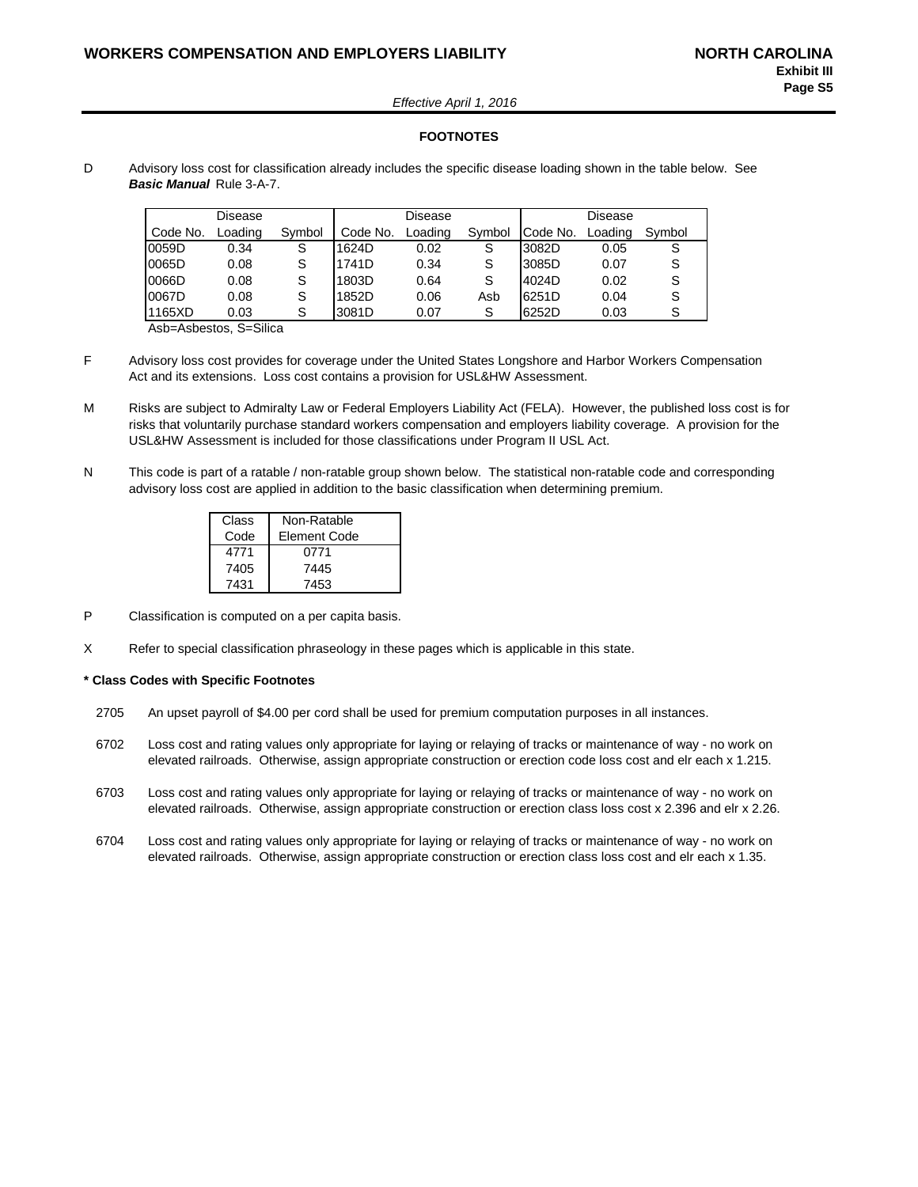Effective April 1, 2016

## FOOTNOTES

D Advisory loss cost for classification already includes the specific disease loading shown in the table below. See ***Basic Manual*** Rule 3-A-7.

| Code No. | Disease Loading | Symbol | Code No. | Disease Loading | Symbol | Code No. | Disease Loading | Symbol |
|---|---|---|---|---|---|---|---|---|
| 0059D | 0.34 | S | 1624D | 0.02 | S | 3082D | 0.05 | S |
| 0065D | 0.08 | S | 1741D | 0.34 | S | 3085D | 0.07 | S |
| 0066D | 0.08 | S | 1803D | 0.64 | S | 4024D | 0.02 | S |
| 0067D | 0.08 | S | 1852D | 0.06 | Asb | 6251D | 0.04 | S |
| 1165XD | 0.03 | S | 3081D | 0.07 | S | 6252D | 0.03 | S |

Asb=Asbestos, S=Silica

F Advisory loss cost provides for coverage under the United States Longshore and Harbor Workers Compensation Act and its extensions. Loss cost contains a provision for USL&HW Assessment.

M Risks are subject to Admiralty Law or Federal Employers Liability Act (FELA). However, the published loss cost is for risks that voluntarily purchase standard workers compensation and employers liability coverage. A provision for the USL&HW Assessment is included for those classifications under Program II USL Act.

N This code is part of a ratable / non-ratable group shown below. The statistical non-ratable code and corresponding advisory loss cost are applied in addition to the basic classification when determining premium.

| Class Code | Non-Ratable Element Code |
|---|---|
| 4771 | 0771 |
| 7405 | 7445 |
| 7431 | 7453 |

P Classification is computed on a per capita basis.

X Refer to special classification phraseology in these pages which is applicable in this state.

**\* Class Codes with Specific Footnotes**

2705 An upset payroll of $4.00 per cord shall be used for premium computation purposes in all instances.

6702 Loss cost and rating values only appropriate for laying or relaying of tracks or maintenance of way - no work on elevated railroads. Otherwise, assign appropriate construction or erection code loss cost and elr each x 1.215.

6703 Loss cost and rating values only appropriate for laying or relaying of tracks or maintenance of way - no work on elevated railroads. Otherwise, assign appropriate construction or erection class loss cost x 2.396 and elr x 2.26.

6704 Loss cost and rating values only appropriate for laying or relaying of tracks or maintenance of way - no work on elevated railroads. Otherwise, assign appropriate construction or erection class loss cost and elr each x 1.35.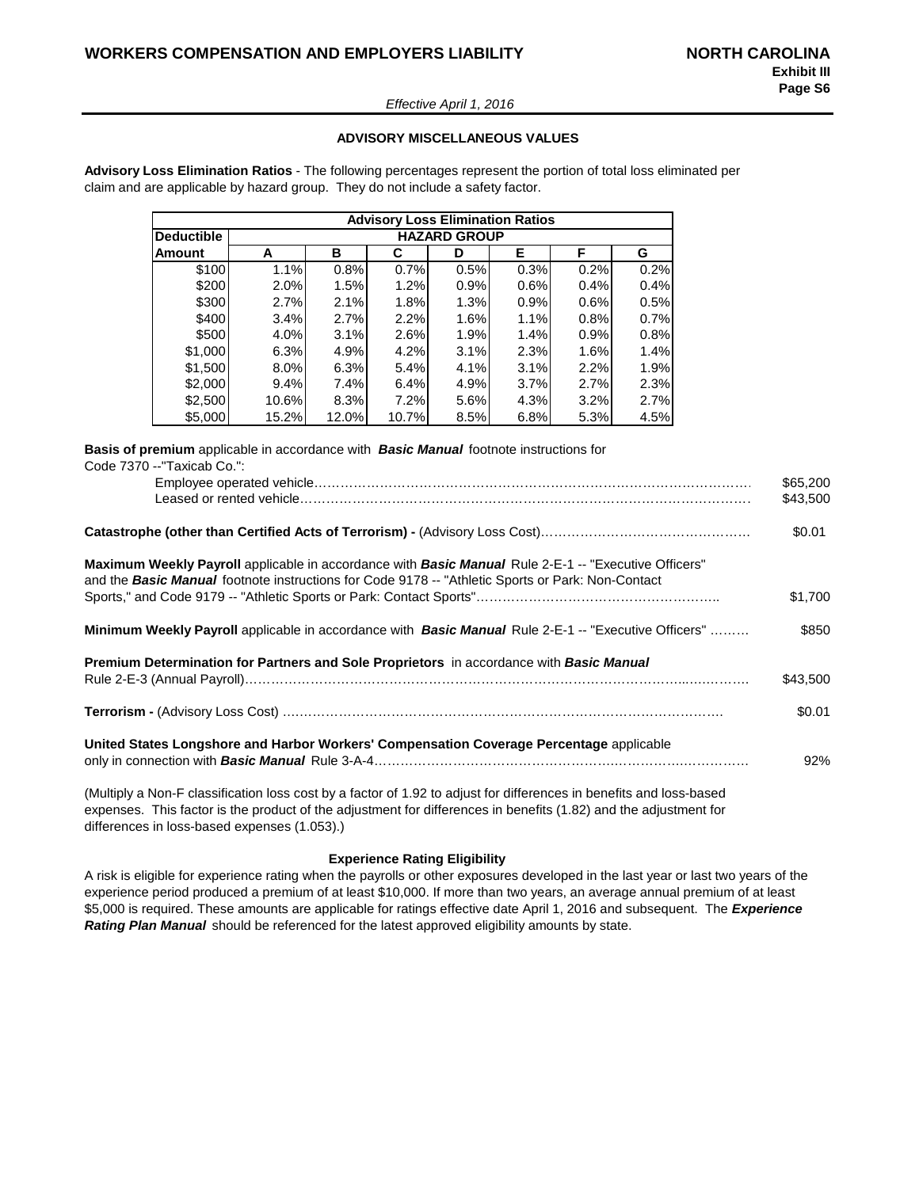Effective April 1, 2016

## ADVISORY MISCELLANEOUS VALUES

**Advisory Loss Elimination Ratios** - The following percentages represent the portion of total loss eliminated per claim and are applicable by hazard group. They do not include a safety factor.

| Advisory Loss Elimination Ratios | | | | | | | |
|---|---|---|---|---|---|---|---|
| **Deductible** | **HAZARD GROUP** | | | | | | |
| **Amount** | **A** | **B** | **C** | **D** | **E** | **F** | **G** |
| $100 | 1.1% | 0.8% | 0.7% | 0.5% | 0.3% | 0.2% | 0.2% |
| $200 | 2.0% | 1.5% | 1.2% | 0.9% | 0.6% | 0.4% | 0.4% |
| $300 | 2.7% | 2.1% | 1.8% | 1.3% | 0.9% | 0.6% | 0.5% |
| $400 | 3.4% | 2.7% | 2.2% | 1.6% | 1.1% | 0.8% | 0.7% |
| $500 | 4.0% | 3.1% | 2.6% | 1.9% | 1.4% | 0.9% | 0.8% |
| $1,000 | 6.3% | 4.9% | 4.2% | 3.1% | 2.3% | 1.6% | 1.4% |
| $1,500 | 8.0% | 6.3% | 5.4% | 4.1% | 3.1% | 2.2% | 1.9% |
| $2,000 | 9.4% | 7.4% | 6.4% | 4.9% | 3.7% | 2.7% | 2.3% |
| $2,500 | 10.6% | 8.3% | 7.2% | 5.6% | 4.3% | 3.2% | 2.7% |
| $5,000 | 15.2% | 12.0% | 10.7% | 8.5% | 6.8% | 5.3% | 4.5% |

**Basis of premium** applicable in accordance with ***Basic Manual*** footnote instructions for Code 7370 --"Taxicab Co.":

Employee operated vehicle…………………………………………………………………………………… $65,200

Leased or rented vehicle……………………………………………………………………………………… $43,500

**Catastrophe (other than Certified Acts of Terrorism) -** (Advisory Loss Cost)………………………………………… $0.01

**Maximum Weekly Payroll** applicable in accordance with ***Basic Manual*** Rule 2-E-1 -- "Executive Officers" and the ***Basic Manual*** footnote instructions for Code 9178 -- "Athletic Sports or Park: Non-Contact Sports," and Code 9179 -- "Athletic Sports or Park: Contact Sports"……………………………………………….. $1,700

**Minimum Weekly Payroll** applicable in accordance with ***Basic Manual*** Rule 2-E-1 -- "Executive Officers" ……… $850

**Premium Determination for Partners and Sole Proprietors** in accordance with ***Basic Manual*** Rule 2-E-3 (Annual Payroll)…………………………………………………………………………………………… $43,500

**Terrorism -** (Advisory Loss Cost) ………………………………………………………………………………… $0.01

**United States Longshore and Harbor Workers' Compensation Coverage Percentage** applicable only in connection with ***Basic Manual*** Rule 3-A-4………………………………………………………………… 92%

(Multiply a Non-F classification loss cost by a factor of 1.92 to adjust for differences in benefits and loss-based expenses. This factor is the product of the adjustment for differences in benefits (1.82) and the adjustment for differences in loss-based expenses (1.053).)

### Experience Rating Eligibility

A risk is eligible for experience rating when the payrolls or other exposures developed in the last year or last two years of the experience period produced a premium of at least $10,000. If more than two years, an average annual premium of at least $5,000 is required. These amounts are applicable for ratings effective date April 1, 2016 and subsequent. The ***Experience Rating Plan Manual*** should be referenced for the latest approved eligibility amounts by state.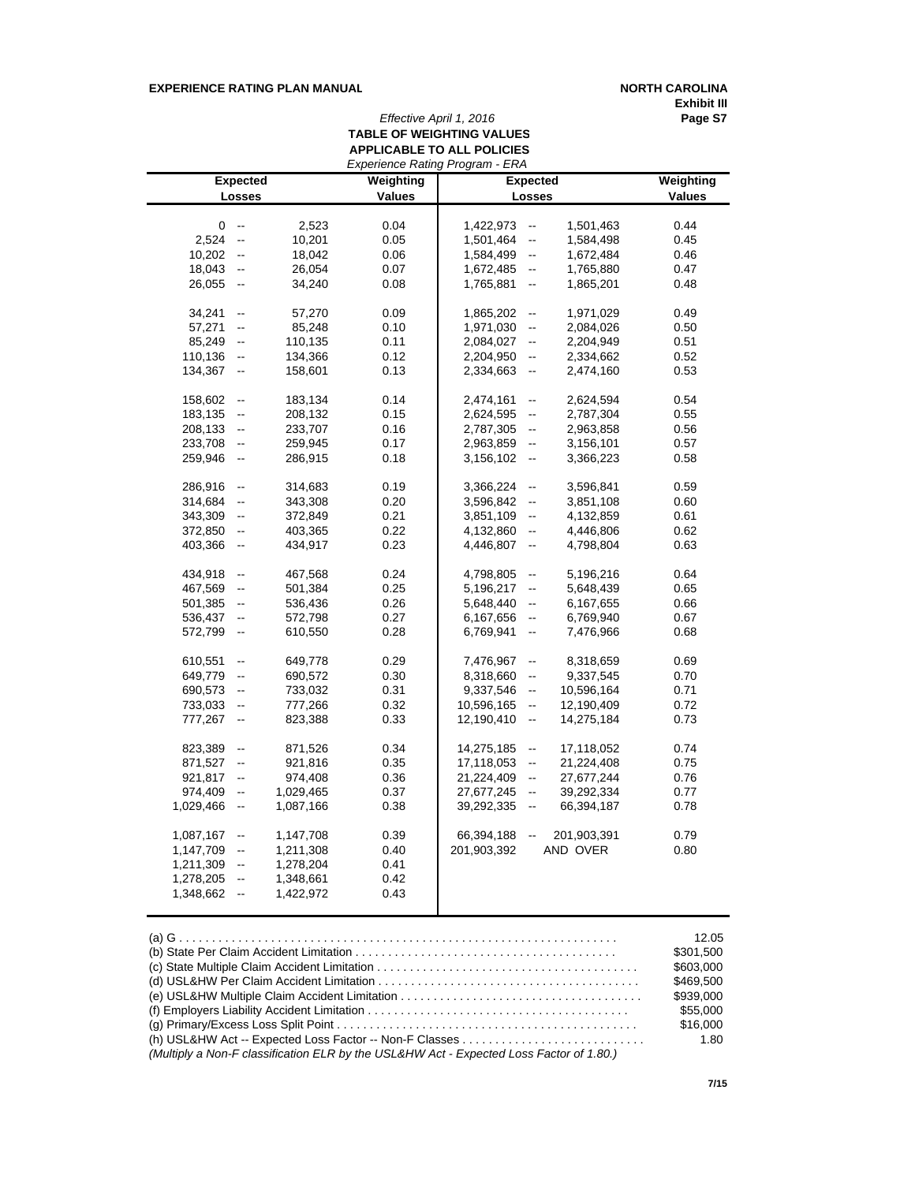Effective April 1, 2016

**TABLE OF WEIGHTING VALUES**
**APPLICABLE TO ALL POLICIES**
*Experience Rating Program - ERA*

| Expected Losses | Weighting Values | Expected Losses | Weighting Values |
|---|---|---|---|
| 0 -- 2,523 | 0.04 | 1,422,973 -- 1,501,463 | 0.44 |
| 2,524 -- 10,201 | 0.05 | 1,501,464 -- 1,584,498 | 0.45 |
| 10,202 -- 18,042 | 0.06 | 1,584,499 -- 1,672,484 | 0.46 |
| 18,043 -- 26,054 | 0.07 | 1,672,485 -- 1,765,880 | 0.47 |
| 26,055 -- 34,240 | 0.08 | 1,765,881 -- 1,865,201 | 0.48 |
| 34,241 -- 57,270 | 0.09 | 1,865,202 -- 1,971,029 | 0.49 |
| 57,271 -- 85,248 | 0.10 | 1,971,030 -- 2,084,026 | 0.50 |
| 85,249 -- 110,135 | 0.11 | 2,084,027 -- 2,204,949 | 0.51 |
| 110,136 -- 134,366 | 0.12 | 2,204,950 -- 2,334,662 | 0.52 |
| 134,367 -- 158,601 | 0.13 | 2,334,663 -- 2,474,160 | 0.53 |
| 158,602 -- 183,134 | 0.14 | 2,474,161 -- 2,624,594 | 0.54 |
| 183,135 -- 208,132 | 0.15 | 2,624,595 -- 2,787,304 | 0.55 |
| 208,133 -- 233,707 | 0.16 | 2,787,305 -- 2,963,858 | 0.56 |
| 233,708 -- 259,945 | 0.17 | 2,963,859 -- 3,156,101 | 0.57 |
| 259,946 -- 286,915 | 0.18 | 3,156,102 -- 3,366,223 | 0.58 |
| 286,916 -- 314,683 | 0.19 | 3,366,224 -- 3,596,841 | 0.59 |
| 314,684 -- 343,308 | 0.20 | 3,596,842 -- 3,851,108 | 0.60 |
| 343,309 -- 372,849 | 0.21 | 3,851,109 -- 4,132,859 | 0.61 |
| 372,850 -- 403,365 | 0.22 | 4,132,860 -- 4,446,806 | 0.62 |
| 403,366 -- 434,917 | 0.23 | 4,446,807 -- 4,798,804 | 0.63 |
| 434,918 -- 467,568 | 0.24 | 4,798,805 -- 5,196,216 | 0.64 |
| 467,569 -- 501,384 | 0.25 | 5,196,217 -- 5,648,439 | 0.65 |
| 501,385 -- 536,436 | 0.26 | 5,648,440 -- 6,167,655 | 0.66 |
| 536,437 -- 572,798 | 0.27 | 6,167,656 -- 6,769,940 | 0.67 |
| 572,799 -- 610,550 | 0.28 | 6,769,941 -- 7,476,966 | 0.68 |
| 610,551 -- 649,778 | 0.29 | 7,476,967 -- 8,318,659 | 0.69 |
| 649,779 -- 690,572 | 0.30 | 8,318,660 -- 9,337,545 | 0.70 |
| 690,573 -- 733,032 | 0.31 | 9,337,546 -- 10,596,164 | 0.71 |
| 733,033 -- 777,266 | 0.32 | 10,596,165 -- 12,190,409 | 0.72 |
| 777,267 -- 823,388 | 0.33 | 12,190,410 -- 14,275,184 | 0.73 |
| 823,389 -- 871,526 | 0.34 | 14,275,185 -- 17,118,052 | 0.74 |
| 871,527 -- 921,816 | 0.35 | 17,118,053 -- 21,224,408 | 0.75 |
| 921,817 -- 974,408 | 0.36 | 21,224,409 -- 27,677,244 | 0.76 |
| 974,409 -- 1,029,465 | 0.37 | 27,677,245 -- 39,292,334 | 0.77 |
| 1,029,466 -- 1,087,166 | 0.38 | 39,292,335 -- 66,394,187 | 0.78 |
| 1,087,167 -- 1,147,708 | 0.39 | 66,394,188 -- 201,903,391 | 0.79 |
| 1,147,709 -- 1,211,308 | 0.40 | 201,903,392 AND OVER | 0.80 |
| 1,211,309 -- 1,278,204 | 0.41 | | |
| 1,278,205 -- 1,348,661 | 0.42 | | |
| 1,348,662 -- 1,422,972 | 0.43 | | |

| | |
|---|---|
| (a) G | 12.05 |
| (b) State Per Claim Accident Limitation | $301,500 |
| (c) State Multiple Claim Accident Limitation | $603,000 |
| (d) USL&HW Per Claim Accident Limitation | $469,500 |
| (e) USL&HW Multiple Claim Accident Limitation | $939,000 |
| (f) Employers Liability Accident Limitation | $55,000 |
| (g) Primary/Excess Loss Split Point | $16,000 |
| (h) USL&HW Act -- Expected Loss Factor -- Non-F Classes | 1.80 |

*(Multiply a Non-F classification ELR by the USL&HW Act - Expected Loss Factor of 1.80.)*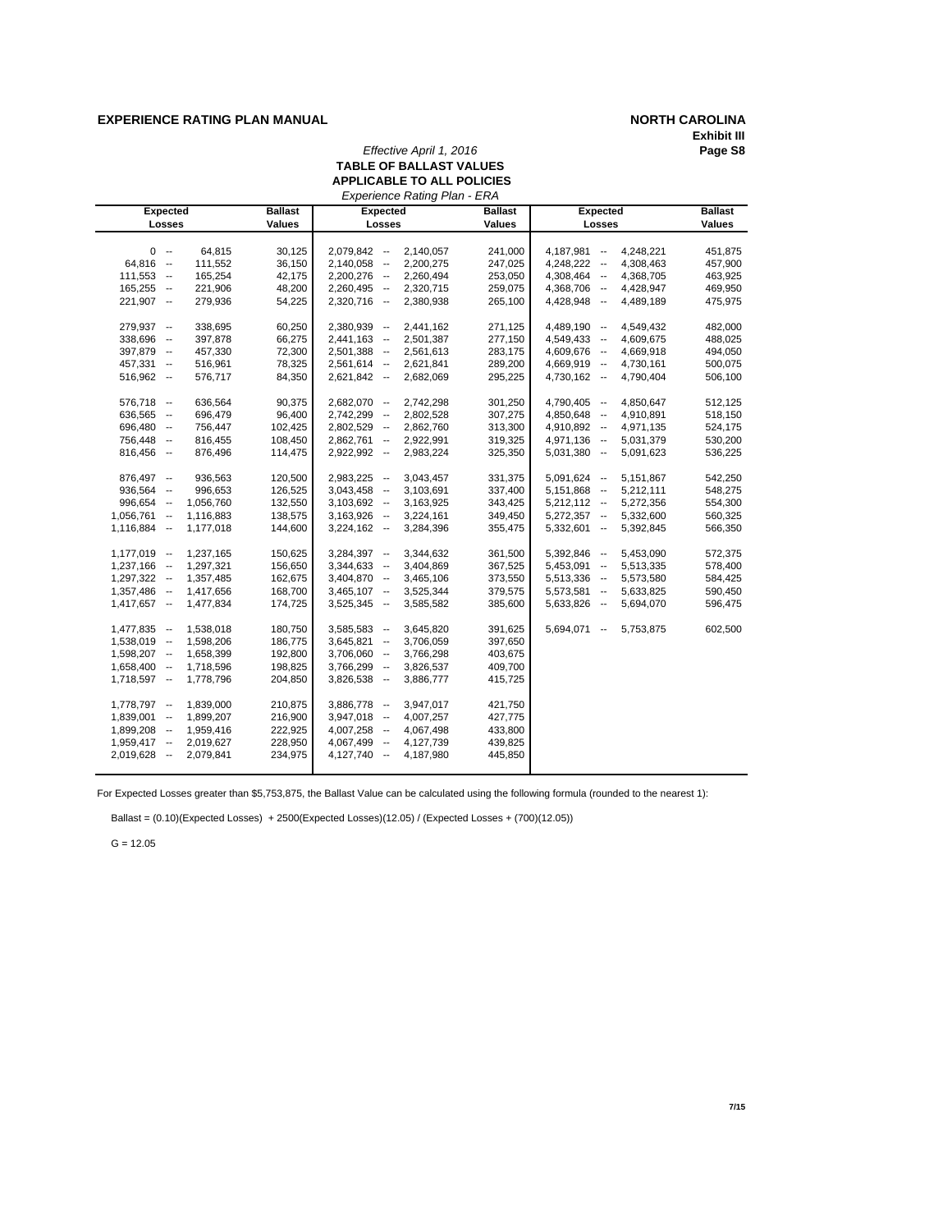**EXPERIENCE RATING PLAN MANUAL** **NORTH CAROLINA**

**Exhibit III**

*Effective April 1, 2016*

**TABLE OF BALLAST VALUES**

**APPLICABLE TO ALL POLICIES**

*Experience Rating Plan - ERA*

| Expected Losses | Ballast Values | Expected Losses | Ballast Values | Expected Losses | Ballast Values |
|---|---|---|---|---|---|
| 0 -- 64,815 | 30,125 | 2,079,842 -- 2,140,057 | 241,000 | 4,187,981 -- 4,248,221 | 451,875 |
| 64,816 -- 111,552 | 36,150 | 2,140,058 -- 2,200,275 | 247,025 | 4,248,222 -- 4,308,463 | 457,900 |
| 111,553 -- 165,254 | 42,175 | 2,200,276 -- 2,260,494 | 253,050 | 4,308,464 -- 4,368,705 | 463,925 |
| 165,255 -- 221,906 | 48,200 | 2,260,495 -- 2,320,715 | 259,075 | 4,368,706 -- 4,428,947 | 469,950 |
| 221,907 -- 279,936 | 54,225 | 2,320,716 -- 2,380,938 | 265,100 | 4,428,948 -- 4,489,189 | 475,975 |
| 279,937 -- 338,695 | 60,250 | 2,380,939 -- 2,441,162 | 271,125 | 4,489,190 -- 4,549,432 | 482,000 |
| 338,696 -- 397,878 | 66,275 | 2,441,163 -- 2,501,387 | 277,150 | 4,549,433 -- 4,609,675 | 488,025 |
| 397,879 -- 457,330 | 72,300 | 2,501,388 -- 2,561,613 | 283,175 | 4,609,676 -- 4,669,918 | 494,050 |
| 457,331 -- 516,961 | 78,325 | 2,561,614 -- 2,621,841 | 289,200 | 4,669,919 -- 4,730,161 | 500,075 |
| 516,962 -- 576,717 | 84,350 | 2,621,842 -- 2,682,069 | 295,225 | 4,730,162 -- 4,790,404 | 506,100 |
| 576,718 -- 636,564 | 90,375 | 2,682,070 -- 2,742,298 | 301,250 | 4,790,405 -- 4,850,647 | 512,125 |
| 636,565 -- 696,479 | 96,400 | 2,742,299 -- 2,802,528 | 307,275 | 4,850,648 -- 4,910,891 | 518,150 |
| 696,480 -- 756,447 | 102,425 | 2,802,529 -- 2,862,760 | 313,300 | 4,910,892 -- 4,971,135 | 524,175 |
| 756,448 -- 816,455 | 108,450 | 2,862,761 -- 2,922,991 | 319,325 | 4,971,136 -- 5,031,379 | 530,200 |
| 816,456 -- 876,496 | 114,475 | 2,922,992 -- 2,983,224 | 325,350 | 5,031,380 -- 5,091,623 | 536,225 |
| 876,497 -- 936,563 | 120,500 | 2,983,225 -- 3,043,457 | 331,375 | 5,091,624 -- 5,151,867 | 542,250 |
| 936,564 -- 996,653 | 126,525 | 3,043,458 -- 3,103,691 | 337,400 | 5,151,868 -- 5,212,111 | 548,275 |
| 996,654 -- 1,056,760 | 132,550 | 3,103,692 -- 3,163,925 | 343,425 | 5,212,112 -- 5,272,356 | 554,300 |
| 1,056,761 -- 1,116,883 | 138,575 | 3,163,926 -- 3,224,161 | 349,450 | 5,272,357 -- 5,332,600 | 560,325 |
| 1,116,884 -- 1,177,018 | 144,600 | 3,224,162 -- 3,284,396 | 355,475 | 5,332,601 -- 5,392,845 | 566,350 |
| 1,177,019 -- 1,237,165 | 150,625 | 3,284,397 -- 3,344,632 | 361,500 | 5,392,846 -- 5,453,090 | 572,375 |
| 1,237,166 -- 1,297,321 | 156,650 | 3,344,633 -- 3,404,869 | 367,525 | 5,453,091 -- 5,513,335 | 578,400 |
| 1,297,322 -- 1,357,485 | 162,675 | 3,404,870 -- 3,465,106 | 373,550 | 5,513,336 -- 5,573,580 | 584,425 |
| 1,357,486 -- 1,417,656 | 168,700 | 3,465,107 -- 3,525,344 | 379,575 | 5,573,581 -- 5,633,825 | 590,450 |
| 1,417,657 -- 1,477,834 | 174,725 | 3,525,345 -- 3,585,582 | 385,600 | 5,633,826 -- 5,694,070 | 596,475 |
| 1,477,835 -- 1,538,018 | 180,750 | 3,585,583 -- 3,645,820 | 391,625 | 5,694,071 -- 5,753,875 | 602,500 |
| 1,538,019 -- 1,598,206 | 186,775 | 3,645,821 -- 3,706,059 | 397,650 | | |
| 1,598,207 -- 1,658,399 | 192,800 | 3,706,060 -- 3,766,298 | 403,675 | | |
| 1,658,400 -- 1,718,596 | 198,825 | 3,766,299 -- 3,826,537 | 409,700 | | |
| 1,718,597 -- 1,778,796 | 204,850 | 3,826,538 -- 3,886,777 | 415,725 | | |
| 1,778,797 -- 1,839,000 | 210,875 | 3,886,778 -- 3,947,017 | 421,750 | | |
| 1,839,001 -- 1,899,207 | 216,900 | 3,947,018 -- 4,007,257 | 427,775 | | |
| 1,899,208 -- 1,959,416 | 222,925 | 4,007,258 -- 4,067,498 | 433,800 | | |
| 1,959,417 -- 2,019,627 | 228,950 | 4,067,499 -- 4,127,739 | 439,825 | | |
| 2,019,628 -- 2,079,841 | 234,975 | 4,127,740 -- 4,187,980 | 445,850 | | |

For Expected Losses greater than $5,753,875, the Ballast Value can be calculated using the following formula (rounded to the nearest 1):

Ballast = (0.10)(Expected Losses) + 2500(Expected Losses)(12.05) / (Expected Losses + (700)(12.05))

G = 12.05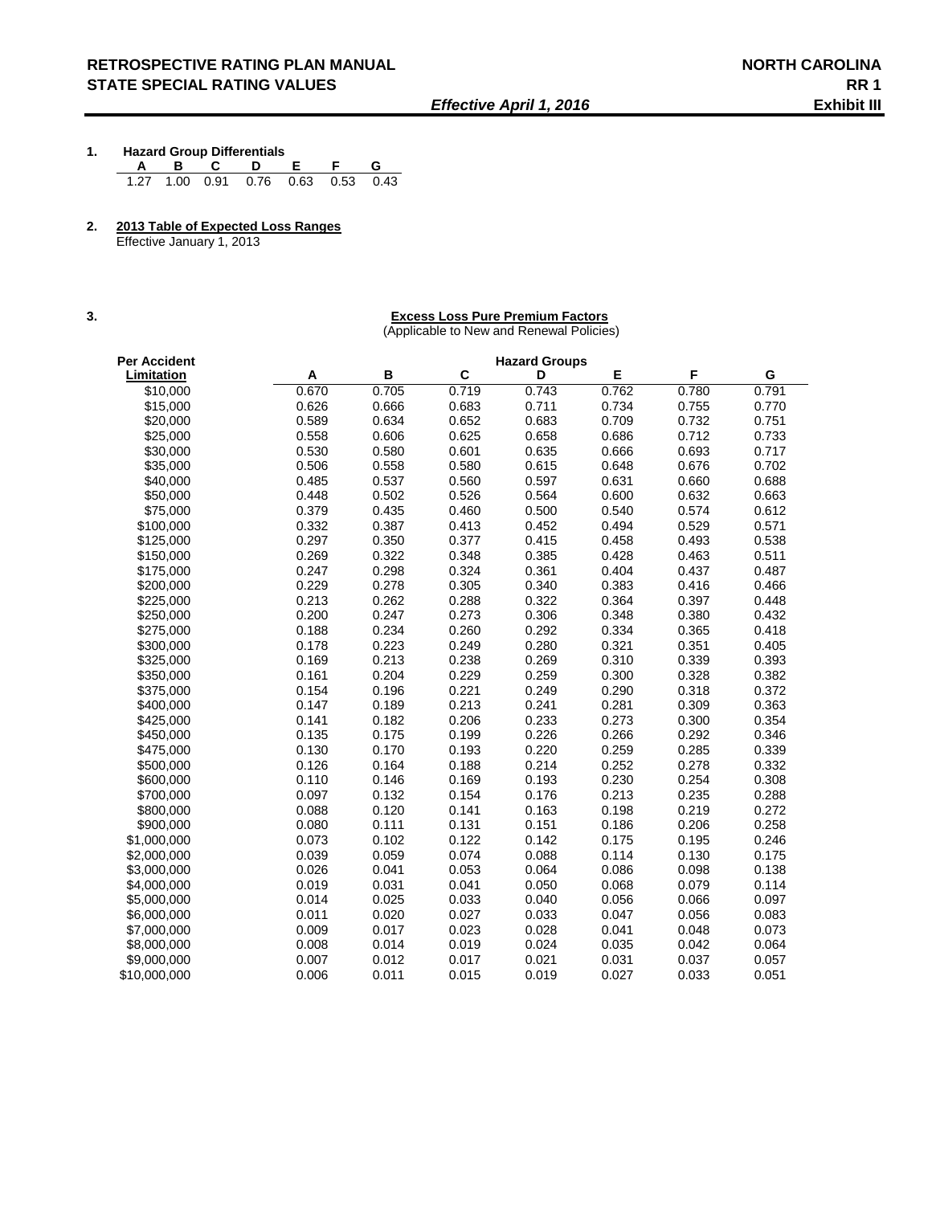# RETROSPECTIVE RATING PLAN MANUAL
## STATE SPECIAL RATING VALUES

**NORTH CAROLINA**
**RR 1**
**Exhibit III**

*Effective April 1, 2016*

**1. Hazard Group Differentials**

| A | B | C | D | E | F | G |
|---|---|---|---|---|---|---|
| 1.27 | 1.00 | 0.91 | 0.76 | 0.63 | 0.53 | 0.43 |

**2. 2013 Table of Expected Loss Ranges**
Effective January 1, 2013

**3. Excess Loss Pure Premium Factors**
(Applicable to New and Renewal Policies)

| Per Accident Limitation | Hazard Groups A | B | C | D | E | F | G |
|---|---|---|---|---|---|---|---|
| $10,000 | 0.670 | 0.705 | 0.719 | 0.743 | 0.762 | 0.780 | 0.791 |
| $15,000 | 0.626 | 0.666 | 0.683 | 0.711 | 0.734 | 0.755 | 0.770 |
| $20,000 | 0.589 | 0.634 | 0.652 | 0.683 | 0.709 | 0.732 | 0.751 |
| $25,000 | 0.558 | 0.606 | 0.625 | 0.658 | 0.686 | 0.712 | 0.733 |
| $30,000 | 0.530 | 0.580 | 0.601 | 0.635 | 0.666 | 0.693 | 0.717 |
| $35,000 | 0.506 | 0.558 | 0.580 | 0.615 | 0.648 | 0.676 | 0.702 |
| $40,000 | 0.485 | 0.537 | 0.560 | 0.597 | 0.631 | 0.660 | 0.688 |
| $50,000 | 0.448 | 0.502 | 0.526 | 0.564 | 0.600 | 0.632 | 0.663 |
| $75,000 | 0.379 | 0.435 | 0.460 | 0.500 | 0.540 | 0.574 | 0.612 |
| $100,000 | 0.332 | 0.387 | 0.413 | 0.452 | 0.494 | 0.529 | 0.571 |
| $125,000 | 0.297 | 0.350 | 0.377 | 0.415 | 0.458 | 0.493 | 0.538 |
| $150,000 | 0.269 | 0.322 | 0.348 | 0.385 | 0.428 | 0.463 | 0.511 |
| $175,000 | 0.247 | 0.298 | 0.324 | 0.361 | 0.404 | 0.437 | 0.487 |
| $200,000 | 0.229 | 0.278 | 0.305 | 0.340 | 0.383 | 0.416 | 0.466 |
| $225,000 | 0.213 | 0.262 | 0.288 | 0.322 | 0.364 | 0.397 | 0.448 |
| $250,000 | 0.200 | 0.247 | 0.273 | 0.306 | 0.348 | 0.380 | 0.432 |
| $275,000 | 0.188 | 0.234 | 0.260 | 0.292 | 0.334 | 0.365 | 0.418 |
| $300,000 | 0.178 | 0.223 | 0.249 | 0.280 | 0.321 | 0.351 | 0.405 |
| $325,000 | 0.169 | 0.213 | 0.238 | 0.269 | 0.310 | 0.339 | 0.393 |
| $350,000 | 0.161 | 0.204 | 0.229 | 0.259 | 0.300 | 0.328 | 0.382 |
| $375,000 | 0.154 | 0.196 | 0.221 | 0.249 | 0.290 | 0.318 | 0.372 |
| $400,000 | 0.147 | 0.189 | 0.213 | 0.241 | 0.281 | 0.309 | 0.363 |
| $425,000 | 0.141 | 0.182 | 0.206 | 0.233 | 0.273 | 0.300 | 0.354 |
| $450,000 | 0.135 | 0.175 | 0.199 | 0.226 | 0.266 | 0.292 | 0.346 |
| $475,000 | 0.130 | 0.170 | 0.193 | 0.220 | 0.259 | 0.285 | 0.339 |
| $500,000 | 0.126 | 0.164 | 0.188 | 0.214 | 0.252 | 0.278 | 0.332 |
| $600,000 | 0.110 | 0.146 | 0.169 | 0.193 | 0.230 | 0.254 | 0.308 |
| $700,000 | 0.097 | 0.132 | 0.154 | 0.176 | 0.213 | 0.235 | 0.288 |
| $800,000 | 0.088 | 0.120 | 0.141 | 0.163 | 0.198 | 0.219 | 0.272 |
| $900,000 | 0.080 | 0.111 | 0.131 | 0.151 | 0.186 | 0.206 | 0.258 |
| $1,000,000 | 0.073 | 0.102 | 0.122 | 0.142 | 0.175 | 0.195 | 0.246 |
| $2,000,000 | 0.039 | 0.059 | 0.074 | 0.088 | 0.114 | 0.130 | 0.175 |
| $3,000,000 | 0.026 | 0.041 | 0.053 | 0.064 | 0.086 | 0.098 | 0.138 |
| $4,000,000 | 0.019 | 0.031 | 0.041 | 0.050 | 0.068 | 0.079 | 0.114 |
| $5,000,000 | 0.014 | 0.025 | 0.033 | 0.040 | 0.056 | 0.066 | 0.097 |
| $6,000,000 | 0.011 | 0.020 | 0.027 | 0.033 | 0.047 | 0.056 | 0.083 |
| $7,000,000 | 0.009 | 0.017 | 0.023 | 0.028 | 0.041 | 0.048 | 0.073 |
| $8,000,000 | 0.008 | 0.014 | 0.019 | 0.024 | 0.035 | 0.042 | 0.064 |
| $9,000,000 | 0.007 | 0.012 | 0.017 | 0.021 | 0.031 | 0.037 | 0.057 |
| $10,000,000 | 0.006 | 0.011 | 0.015 | 0.019 | 0.027 | 0.033 | 0.051 |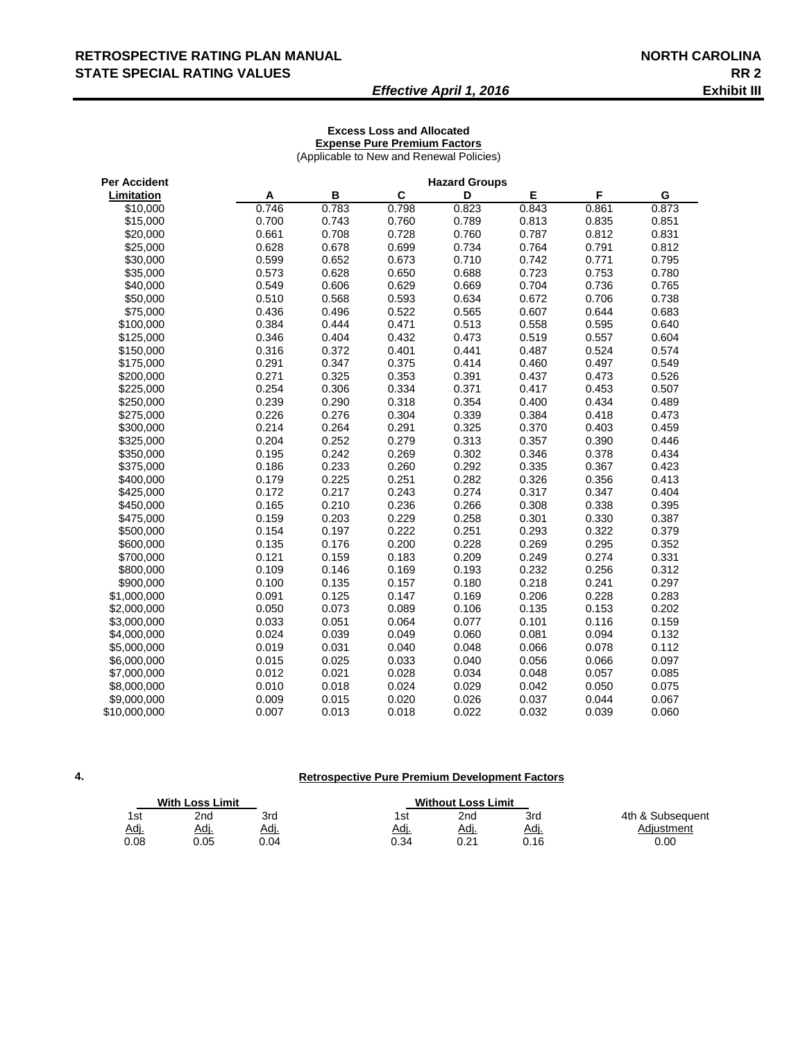# RETROSPECTIVE RATING PLAN MANUAL — NORTH CAROLINA

## STATE SPECIAL RATING VALUES — RR 2

***Effective April 1, 2016*** — **Exhibit III**

**Excess Loss and Allocated Expense Pure Premium Factors**
(Applicable to New and Renewal Policies)

| Per Accident Limitation | Hazard Groups | | | | | | |
|---|---|---|---|---|---|---|---|
| | A | B | C | D | E | F | G |
| $10,000 | 0.746 | 0.783 | 0.798 | 0.823 | 0.843 | 0.861 | 0.873 |
| $15,000 | 0.700 | 0.743 | 0.760 | 0.789 | 0.813 | 0.835 | 0.851 |
| $20,000 | 0.661 | 0.708 | 0.728 | 0.760 | 0.787 | 0.812 | 0.831 |
| $25,000 | 0.628 | 0.678 | 0.699 | 0.734 | 0.764 | 0.791 | 0.812 |
| $30,000 | 0.599 | 0.652 | 0.673 | 0.710 | 0.742 | 0.771 | 0.795 |
| $35,000 | 0.573 | 0.628 | 0.650 | 0.688 | 0.723 | 0.753 | 0.780 |
| $40,000 | 0.549 | 0.606 | 0.629 | 0.669 | 0.704 | 0.736 | 0.765 |
| $50,000 | 0.510 | 0.568 | 0.593 | 0.634 | 0.672 | 0.706 | 0.738 |
| $75,000 | 0.436 | 0.496 | 0.522 | 0.565 | 0.607 | 0.644 | 0.683 |
| $100,000 | 0.384 | 0.444 | 0.471 | 0.513 | 0.558 | 0.595 | 0.640 |
| $125,000 | 0.346 | 0.404 | 0.432 | 0.473 | 0.519 | 0.557 | 0.604 |
| $150,000 | 0.316 | 0.372 | 0.401 | 0.441 | 0.487 | 0.524 | 0.574 |
| $175,000 | 0.291 | 0.347 | 0.375 | 0.414 | 0.460 | 0.497 | 0.549 |
| $200,000 | 0.271 | 0.325 | 0.353 | 0.391 | 0.437 | 0.473 | 0.526 |
| $225,000 | 0.254 | 0.306 | 0.334 | 0.371 | 0.417 | 0.453 | 0.507 |
| $250,000 | 0.239 | 0.290 | 0.318 | 0.354 | 0.400 | 0.434 | 0.489 |
| $275,000 | 0.226 | 0.276 | 0.304 | 0.339 | 0.384 | 0.418 | 0.473 |
| $300,000 | 0.214 | 0.264 | 0.291 | 0.325 | 0.370 | 0.403 | 0.459 |
| $325,000 | 0.204 | 0.252 | 0.279 | 0.313 | 0.357 | 0.390 | 0.446 |
| $350,000 | 0.195 | 0.242 | 0.269 | 0.302 | 0.346 | 0.378 | 0.434 |
| $375,000 | 0.186 | 0.233 | 0.260 | 0.292 | 0.335 | 0.367 | 0.423 |
| $400,000 | 0.179 | 0.225 | 0.251 | 0.282 | 0.326 | 0.356 | 0.413 |
| $425,000 | 0.172 | 0.217 | 0.243 | 0.274 | 0.317 | 0.347 | 0.404 |
| $450,000 | 0.165 | 0.210 | 0.236 | 0.266 | 0.308 | 0.338 | 0.395 |
| $475,000 | 0.159 | 0.203 | 0.229 | 0.258 | 0.301 | 0.330 | 0.387 |
| $500,000 | 0.154 | 0.197 | 0.222 | 0.251 | 0.293 | 0.322 | 0.379 |
| $600,000 | 0.135 | 0.176 | 0.200 | 0.228 | 0.269 | 0.295 | 0.352 |
| $700,000 | 0.121 | 0.159 | 0.183 | 0.209 | 0.249 | 0.274 | 0.331 |
| $800,000 | 0.109 | 0.146 | 0.169 | 0.193 | 0.232 | 0.256 | 0.312 |
| $900,000 | 0.100 | 0.135 | 0.157 | 0.180 | 0.218 | 0.241 | 0.297 |
| $1,000,000 | 0.091 | 0.125 | 0.147 | 0.169 | 0.206 | 0.228 | 0.283 |
| $2,000,000 | 0.050 | 0.073 | 0.089 | 0.106 | 0.135 | 0.153 | 0.202 |
| $3,000,000 | 0.033 | 0.051 | 0.064 | 0.077 | 0.101 | 0.116 | 0.159 |
| $4,000,000 | 0.024 | 0.039 | 0.049 | 0.060 | 0.081 | 0.094 | 0.132 |
| $5,000,000 | 0.019 | 0.031 | 0.040 | 0.048 | 0.066 | 0.078 | 0.112 |
| $6,000,000 | 0.015 | 0.025 | 0.033 | 0.040 | 0.056 | 0.066 | 0.097 |
| $7,000,000 | 0.012 | 0.021 | 0.028 | 0.034 | 0.048 | 0.057 | 0.085 |
| $8,000,000 | 0.010 | 0.018 | 0.024 | 0.029 | 0.042 | 0.050 | 0.075 |
| $9,000,000 | 0.009 | 0.015 | 0.020 | 0.026 | 0.037 | 0.044 | 0.067 |
| $10,000,000 | 0.007 | 0.013 | 0.018 | 0.022 | 0.032 | 0.039 | 0.060 |

**4. Retrospective Pure Premium Development Factors**

| With Loss Limit | | | Without Loss Limit | | | |
|---|---|---|---|---|---|---|
| 1st Adj. | 2nd Adj. | 3rd Adj. | 1st Adj. | 2nd Adj. | 3rd Adj. | 4th & Subsequent Adjustment |
| 0.08 | 0.05 | 0.04 | 0.34 | 0.21 | 0.16 | 0.00 |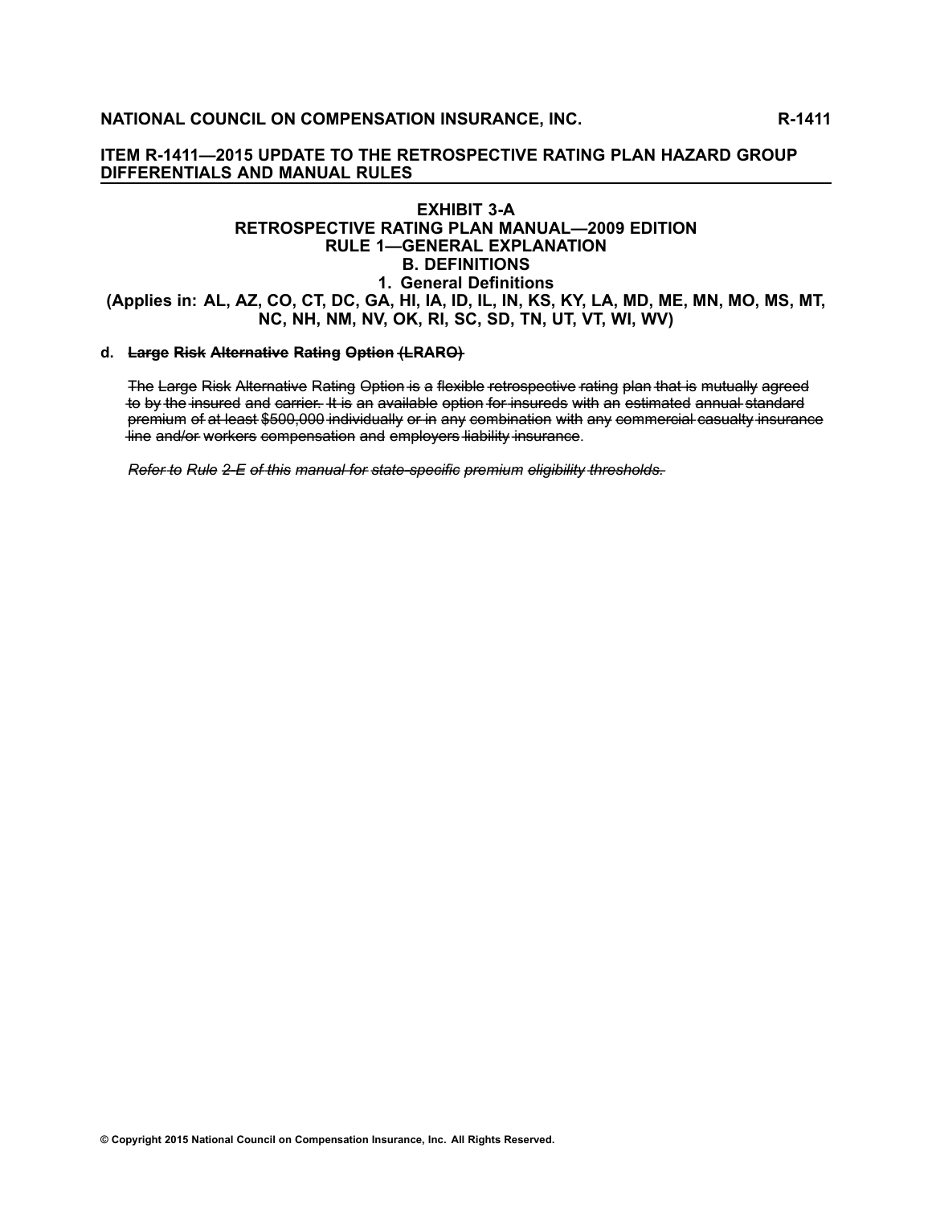# ITEM R-1411—2015 UPDATE TO THE RETROSPECTIVE RATING PLAN HAZARD GROUP DIFFERENTIALS AND MANUAL RULES

## EXHIBIT 3-A
## RETROSPECTIVE RATING PLAN MANUAL—2009 EDITION
## RULE 1—GENERAL EXPLANATION
## B. DEFINITIONS
## 1. General Definitions
## (Applies in: AL, AZ, CO, CT, DC, GA, HI, IA, ID, IL, IN, KS, KY, LA, MD, ME, MN, MO, MS, MT, NC, NH, NM, NV, OK, RI, SC, SD, TN, UT, VT, WI, WV)

**d. ~~Large Risk Alternative Rating Option (LRARO)~~**

~~The Large Risk Alternative Rating Option is a flexible retrospective rating plan that is mutually agreed to by the insured and carrier. It is an available option for insureds with an estimated annual standard premium of at least $500,000 individually or in any combination with any commercial casualty insurance line and/or workers compensation and employers liability insurance.~~

*~~Refer to Rule 2-E of this manual for state-specific premium eligibility thresholds.~~*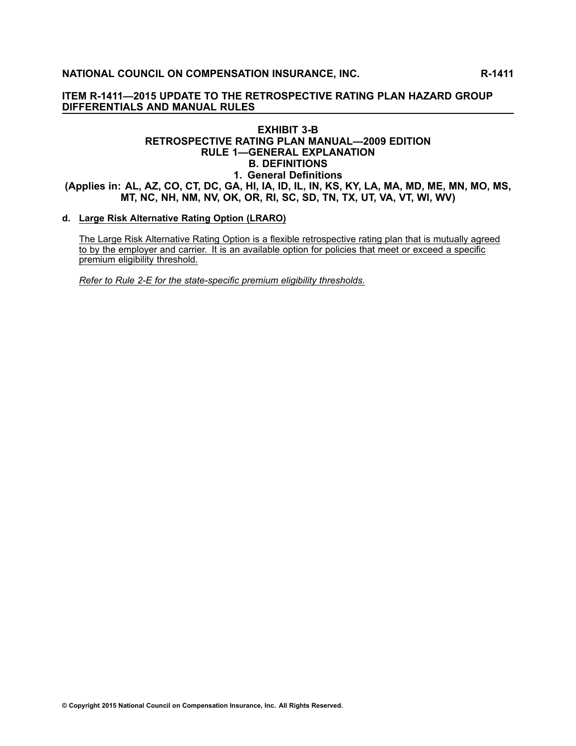# ITEM R-1411—2015 UPDATE TO THE RETROSPECTIVE RATING PLAN HAZARD GROUP DIFFERENTIALS AND MANUAL RULES

## EXHIBIT 3-B
## RETROSPECTIVE RATING PLAN MANUAL—2009 EDITION
## RULE 1—GENERAL EXPLANATION
## B. DEFINITIONS
## 1. General Definitions
### (Applies in: AL, AZ, CO, CT, DC, GA, HI, IA, ID, IL, IN, KS, KY, LA, MA, MD, ME, MN, MO, MS, MT, NC, NH, NM, NV, OK, OR, RI, SC, SD, TN, TX, UT, VA, VT, WI, WV)

**d. Large Risk Alternative Rating Option (LRARO)**

The Large Risk Alternative Rating Option is a flexible retrospective rating plan that is mutually agreed to by the employer and carrier. It is an available option for policies that meet or exceed a specific premium eligibility threshold.

*Refer to Rule 2-E for the state-specific premium eligibility thresholds.*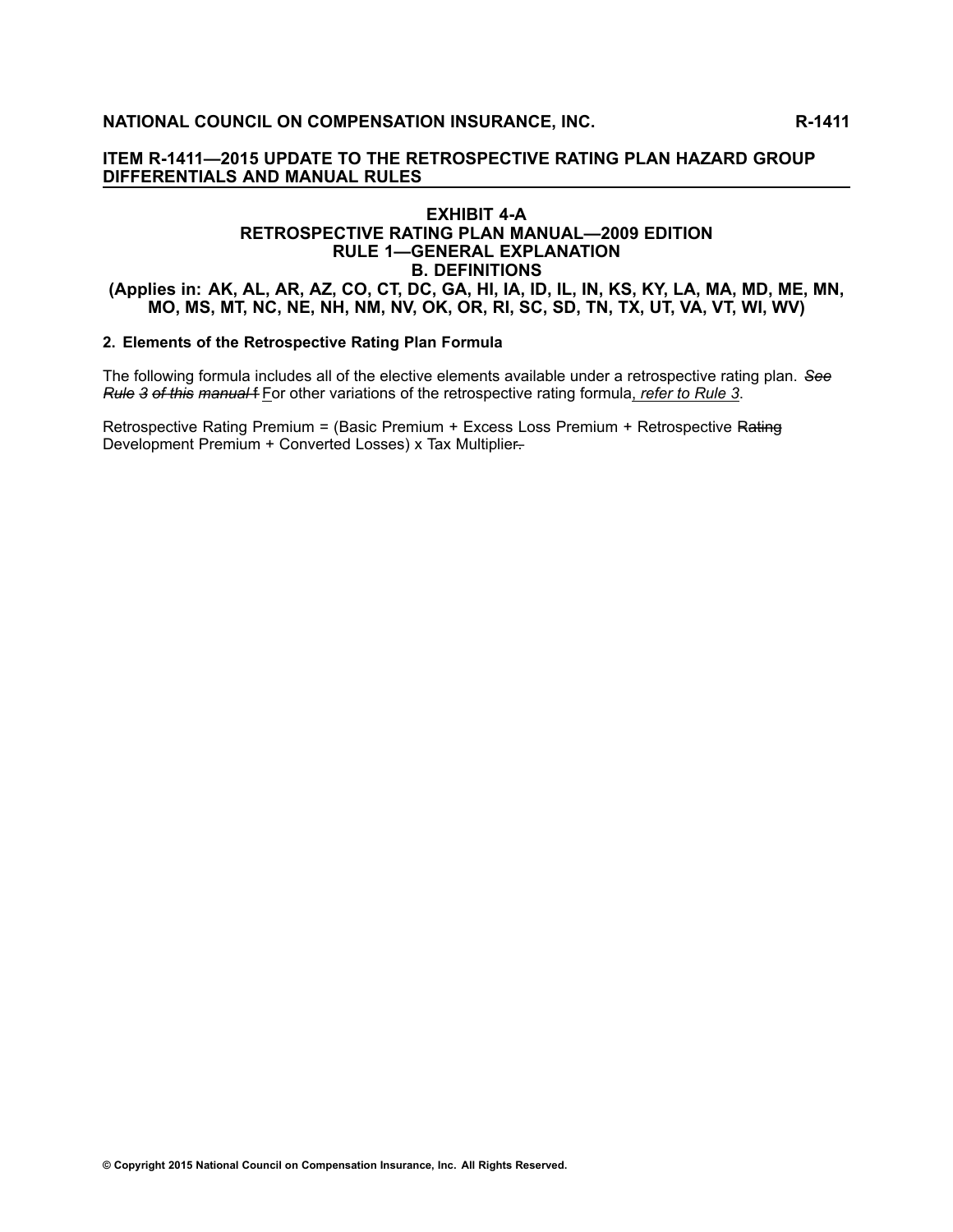# ITEM R-1411—2015 UPDATE TO THE RETROSPECTIVE RATING PLAN HAZARD GROUP DIFFERENTIALS AND MANUAL RULES

## EXHIBIT 4-A
## RETROSPECTIVE RATING PLAN MANUAL—2009 EDITION
## RULE 1—GENERAL EXPLANATION
## B. DEFINITIONS
### (Applies in: AK, AL, AR, AZ, CO, CT, DC, GA, HI, IA, ID, IL, IN, KS, KY, LA, MA, MD, ME, MN, MO, MS, MT, NC, NE, NH, NM, NV, OK, OR, RI, SC, SD, TN, TX, UT, VA, VT, WI, WV)

**2. Elements of the Retrospective Rating Plan Formula**

The following formula includes all of the elective elements available under a retrospective rating plan. ~~*See Rule 3 of this manual* f~~ <u>F</u>or other variations of the retrospective rating formula<u>, *refer to Rule 3*</u>.

Retrospective Rating Premium = (Basic Premium + Excess Loss Premium + Retrospective ~~Rating~~ Development Premium + Converted Losses) x Tax Multiplier~~.~~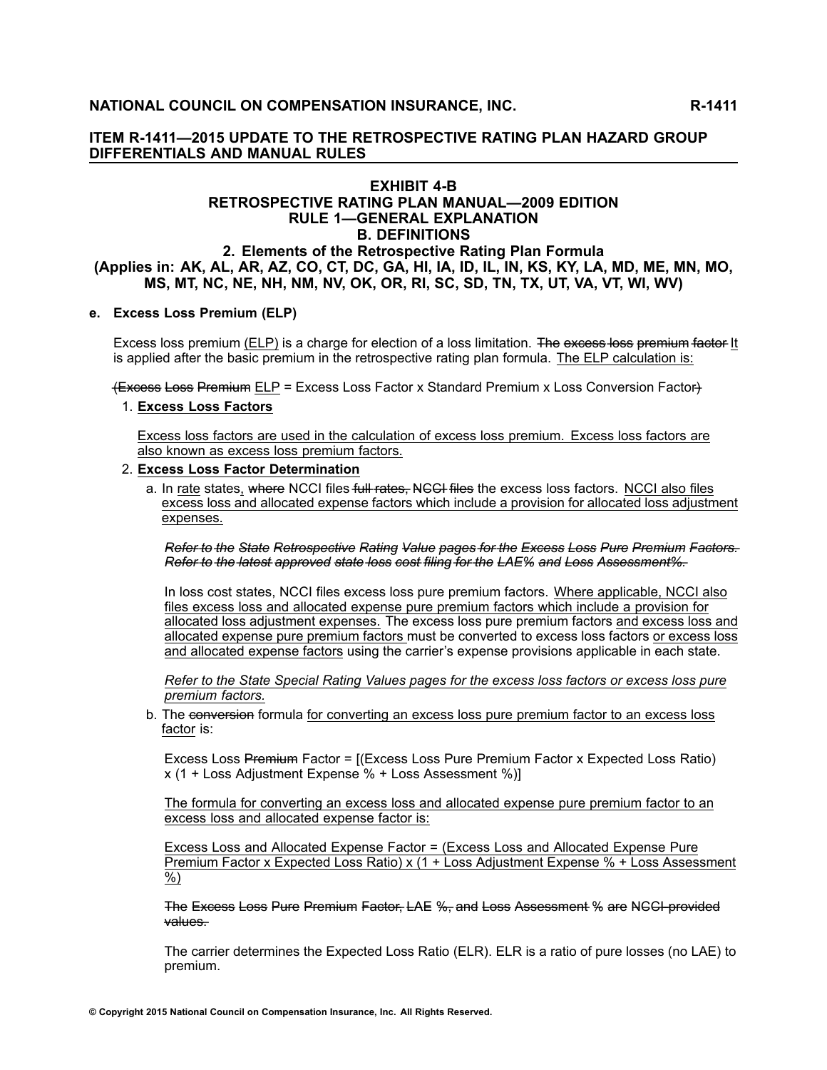## ITEM R-1411—2015 UPDATE TO THE RETROSPECTIVE RATING PLAN HAZARD GROUP DIFFERENTIALS AND MANUAL RULES

### EXHIBIT 4-B
### RETROSPECTIVE RATING PLAN MANUAL—2009 EDITION
### RULE 1—GENERAL EXPLANATION
### B. DEFINITIONS
### 2. Elements of the Retrospective Rating Plan Formula
### (Applies in: AK, AL, AR, AZ, CO, CT, DC, GA, HI, IA, ID, IL, IN, KS, KY, LA, MD, ME, MN, MO, MS, MT, NC, NE, NH, NM, NV, OK, OR, RI, SC, SD, TN, TX, UT, VA, VT, WI, WV)

**e. Excess Loss Premium (ELP)**

Excess loss premium <u>(ELP)</u> is a charge for election of a loss limitation. ~~The excess loss premium factor~~ <u>It</u> is applied after the basic premium in the retrospective rating plan formula. <u>The ELP calculation is:</u>

~~(Excess Loss Premium~~ <u>ELP</u> = Excess Loss Factor x Standard Premium x Loss Conversion Factor~~)~~

1. <u>**Excess Loss Factors**</u>

   <u>Excess loss factors are used in the calculation of excess loss premium. Excess loss factors are also known as excess loss premium factors.</u>

2. <u>**Excess Loss Factor Determination**</u>

   a. In <u>rate</u> states<u>,</u> ~~where~~ NCCI files ~~full rates, NCCI files~~ the excess loss factors. <u>NCCI also files excess loss and allocated expense factors which include a provision for allocated loss adjustment expenses.</u>

   ~~*Refer to the State Retrospective Rating Value pages for the Excess Loss Pure Premium Factors. Refer to the latest approved state loss cost filing for the LAE% and Loss Assessment%.*~~

   In loss cost states, NCCI files excess loss pure premium factors. <u>Where applicable, NCCI also files excess loss and allocated expense pure premium factors which include a provision for allocated loss adjustment expenses.</u> The excess loss pure premium factors <u>and excess loss and allocated expense pure premium factors</u> must be converted to excess loss factors <u>or excess loss and allocated expense factors</u> using the carrier's expense provisions applicable in each state.

   <u>*Refer to the State Special Rating Values pages for the excess loss factors or excess loss pure premium factors.*</u>

   b. The ~~conversion~~ formula <u>for converting an excess loss pure premium factor to an excess loss factor</u> is:

   Excess Loss ~~Premium~~ Factor = [(Excess Loss Pure Premium Factor x Expected Loss Ratio) x (1 + Loss Adjustment Expense % + Loss Assessment %)]

   <u>The formula for converting an excess loss and allocated expense pure premium factor to an excess loss and allocated expense factor is:</u>

   <u>Excess Loss and Allocated Expense Factor = (Excess Loss and Allocated Expense Pure Premium Factor x Expected Loss Ratio) x (1 + Loss Adjustment Expense % + Loss Assessment %)</u>

   ~~The Excess Loss Pure Premium Factor, LAE %, and Loss Assessment % are NCCI-provided values.~~

   The carrier determines the Expected Loss Ratio (ELR). ELR is a ratio of pure losses (no LAE) to premium.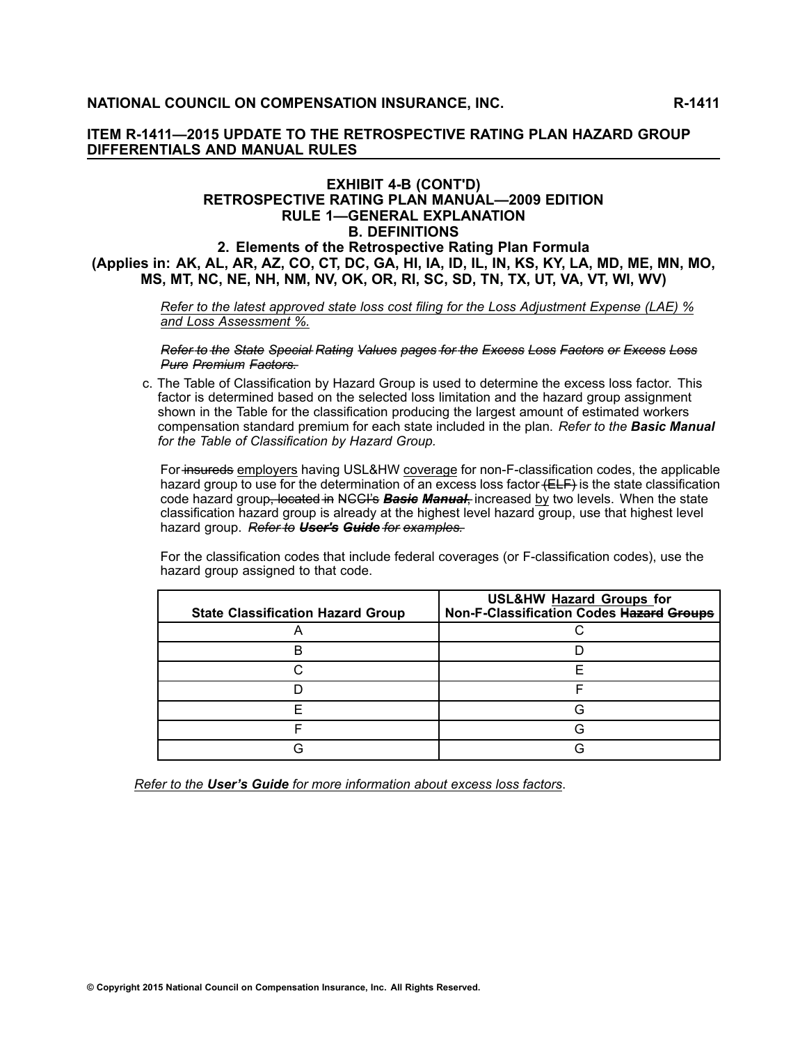## ITEM R-1411—2015 UPDATE TO THE RETROSPECTIVE RATING PLAN HAZARD GROUP DIFFERENTIALS AND MANUAL RULES

### EXHIBIT 4-B (CONT'D)
### RETROSPECTIVE RATING PLAN MANUAL—2009 EDITION
### RULE 1—GENERAL EXPLANATION
### B. DEFINITIONS
### 2. Elements of the Retrospective Rating Plan Formula
### (Applies in: AK, AL, AR, AZ, CO, CT, DC, GA, HI, IA, ID, IL, IN, KS, KY, LA, MD, ME, MN, MO, MS, MT, NC, NE, NH, NM, NV, OK, OR, RI, SC, SD, TN, TX, UT, VA, VT, WI, WV)

*Refer to the latest approved state loss cost filing for the Loss Adjustment Expense (LAE) % and Loss Assessment %.*

~~*Refer to the State Special Rating Values pages for the Excess Loss Factors or Excess Loss Pure Premium Factors.*~~

c. The Table of Classification by Hazard Group is used to determine the excess loss factor. This factor is determined based on the selected loss limitation and the hazard group assignment shown in the Table for the classification producing the largest amount of estimated workers compensation standard premium for each state included in the plan. *Refer to the* ***Basic Manual*** *for the Table of Classification by Hazard Group.*

For ~~insureds~~ employers having USL&HW coverage for non-F-classification codes, the applicable hazard group to use for the determination of an excess loss factor ~~(ELF)~~ is the state classification code hazard group~~, located in~~ ~~NCCI's~~ ~~***Basic Manual***~~~~,~~ increased by two levels. When the state classification hazard group is already at the highest level hazard group, use that highest level hazard group. ~~*Refer to* ***User's Guide*** *for examples.*~~

For the classification codes that include federal coverages (or F-classification codes), use the hazard group assigned to that code.

| State Classification Hazard Group | USL&HW Hazard Groups for Non-F-Classification Codes ~~Hazard Groups~~ |
|---|---|
| A | C |
| B | D |
| C | E |
| D | F |
| E | G |
| F | G |
| G | G |

*Refer to the* ***User's Guide*** *for more information about excess loss factors*.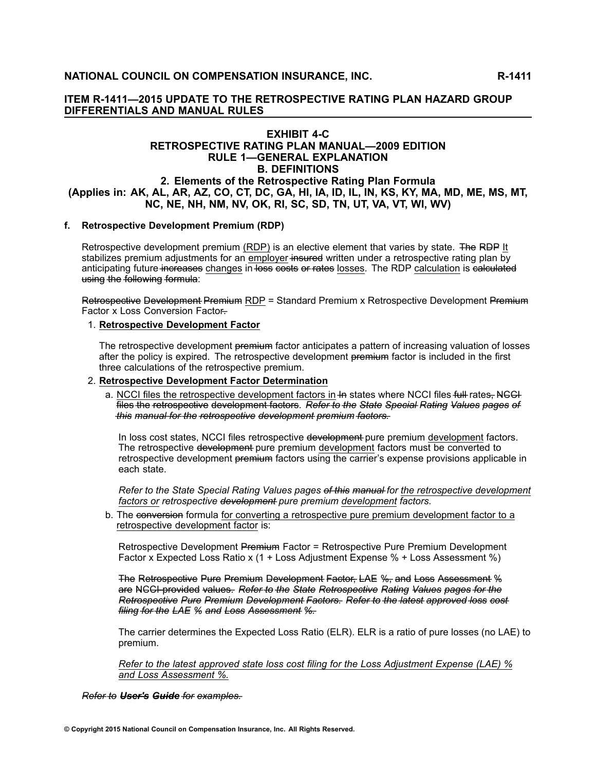**NATIONAL COUNCIL ON COMPENSATION INSURANCE, INC.** **R-1411**

**ITEM R-1411—2015 UPDATE TO THE RETROSPECTIVE RATING PLAN HAZARD GROUP DIFFERENTIALS AND MANUAL RULES**

## EXHIBIT 4-C
## RETROSPECTIVE RATING PLAN MANUAL—2009 EDITION
## RULE 1—GENERAL EXPLANATION
## B. DEFINITIONS
## 2. Elements of the Retrospective Rating Plan Formula
## (Applies in: AK, AL, AR, AZ, CO, CT, DC, GA, HI, IA, ID, IL, IN, KS, KY, MA, MD, ME, MS, MT, NC, NE, NH, NM, NV, OK, RI, SC, SD, TN, UT, VA, VT, WI, WV)

**f. Retrospective Development Premium (RDP)**

Retrospective development premium <u>(RDP)</u> is an elective element that varies by state. ~~The RDP~~ <u>It</u> stabilizes premium adjustments for an <u>employer</u> ~~insured~~ written under a retrospective rating plan by anticipating future ~~increases~~ <u>changes</u> in ~~loss costs or rates~~ <u>losses</u>. The RDP <u>calculation</u> is ~~calculated using the following formula~~:

~~Retrospective Development Premium~~ <u>RDP</u> = Standard Premium x Retrospective Development ~~Premium~~ Factor x Loss Conversion Factor~~.~~

1. <u>**Retrospective Development Factor**</u>

   The retrospective development ~~premium~~ factor anticipates a pattern of increasing valuation of losses after the policy is expired. The retrospective development ~~premium~~ factor is included in the first three calculations of the retrospective premium.

2. <u>**Retrospective Development Factor Determination**</u>

   a. <u>NCCI files the retrospective development factors in</u> ~~In~~ states where NCCI files ~~full~~ rates~~, NCCI files the retrospective development factors~~. ~~*Refer to the State Special Rating Values pages of this manual for the retrospective development premium factors.*~~

      In loss cost states, NCCI files retrospective ~~development~~ pure premium <u>development</u> factors. The retrospective ~~development~~ pure premium <u>development</u> factors must be converted to retrospective development ~~premium~~ factors using the carrier's expense provisions applicable in each state.

      *Refer to the State Special Rating Values pages ~~of this manual~~ for <u>the retrospective development factors or</u> retrospective ~~development~~ pure premium <u>development</u> factors.*

   b. The ~~conversion~~ formula <u>for converting a retrospective pure premium development factor to a retrospective development factor</u> is:

      Retrospective Development ~~Premium~~ Factor = Retrospective Pure Premium Development Factor x Expected Loss Ratio x (1 + Loss Adjustment Expense % + Loss Assessment %)

      ~~The Retrospective Pure Premium Development Factor, LAE %, and Loss Assessment % are NCCI-provided values.~~ ~~*Refer to the State Retrospective Rating Values pages for the Retrospective Pure Premium Development Factors. Refer to the latest approved loss cost filing for the LAE % and Loss Assessment %.*~~

      The carrier determines the Expected Loss Ratio (ELR). ELR is a ratio of pure losses (no LAE) to premium.

      <u>*Refer to the latest approved state loss cost filing for the Loss Adjustment Expense (LAE) % and Loss Assessment %.*</u>

~~*Refer to **User's Guide** for examples.*~~

© Copyright 2015 National Council on Compensation Insurance, Inc. All Rights Reserved.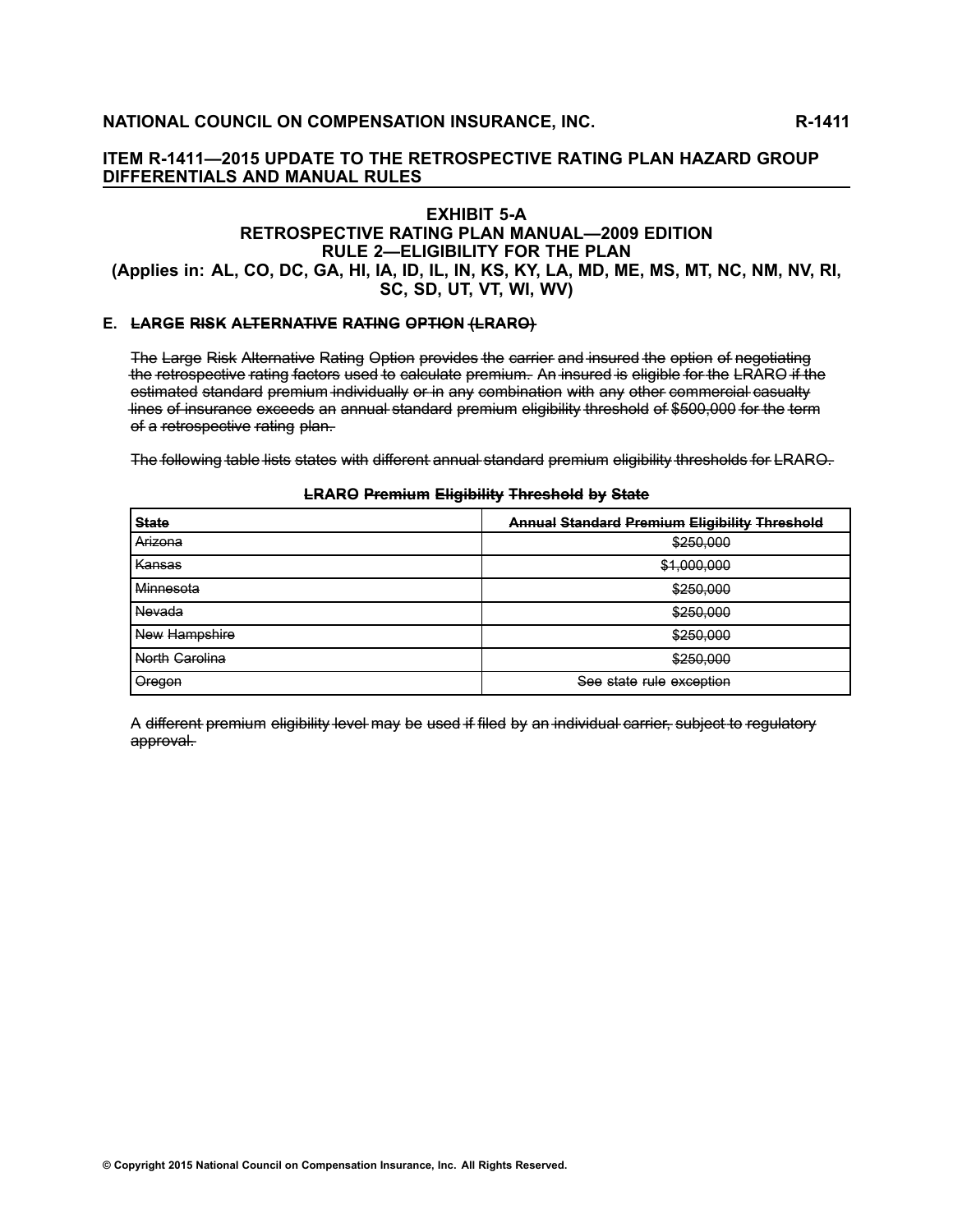## ITEM R-1411—2015 UPDATE TO THE RETROSPECTIVE RATING PLAN HAZARD GROUP DIFFERENTIALS AND MANUAL RULES

### EXHIBIT 5-A
### RETROSPECTIVE RATING PLAN MANUAL—2009 EDITION
### RULE 2—ELIGIBILITY FOR THE PLAN
### (Applies in: AL, CO, DC, GA, HI, IA, ID, IL, IN, KS, KY, LA, MD, ME, MS, MT, NC, NM, NV, RI, SC, SD, UT, VT, WI, WV)

**E. ~~LARGE RISK ALTERNATIVE RATING OPTION (LRARO)~~**

~~The Large Risk Alternative Rating Option provides the carrier and insured the option of negotiating the retrospective rating factors used to calculate premium. An insured is eligible for the LRARO if the estimated standard premium individually or in any combination with any other commercial casualty lines of insurance exceeds an annual standard premium eligibility threshold of $500,000 for the term of a retrospective rating plan.~~

~~The following table lists states with different annual standard premium eligibility thresholds for LRARO.~~

**~~LRARO Premium Eligibility Threshold by State~~**

| ~~State~~ | ~~Annual Standard Premium Eligibility Threshold~~ |
|---|---|
| ~~Arizona~~ | ~~$250,000~~ |
| ~~Kansas~~ | ~~$1,000,000~~ |
| ~~Minnesota~~ | ~~$250,000~~ |
| ~~Nevada~~ | ~~$250,000~~ |
| ~~New Hampshire~~ | ~~$250,000~~ |
| ~~North Carolina~~ | ~~$250,000~~ |
| ~~Oregon~~ | ~~See state rule exception~~ |

~~A different premium eligibility level may be used if filed by an individual carrier, subject to regulatory approval.~~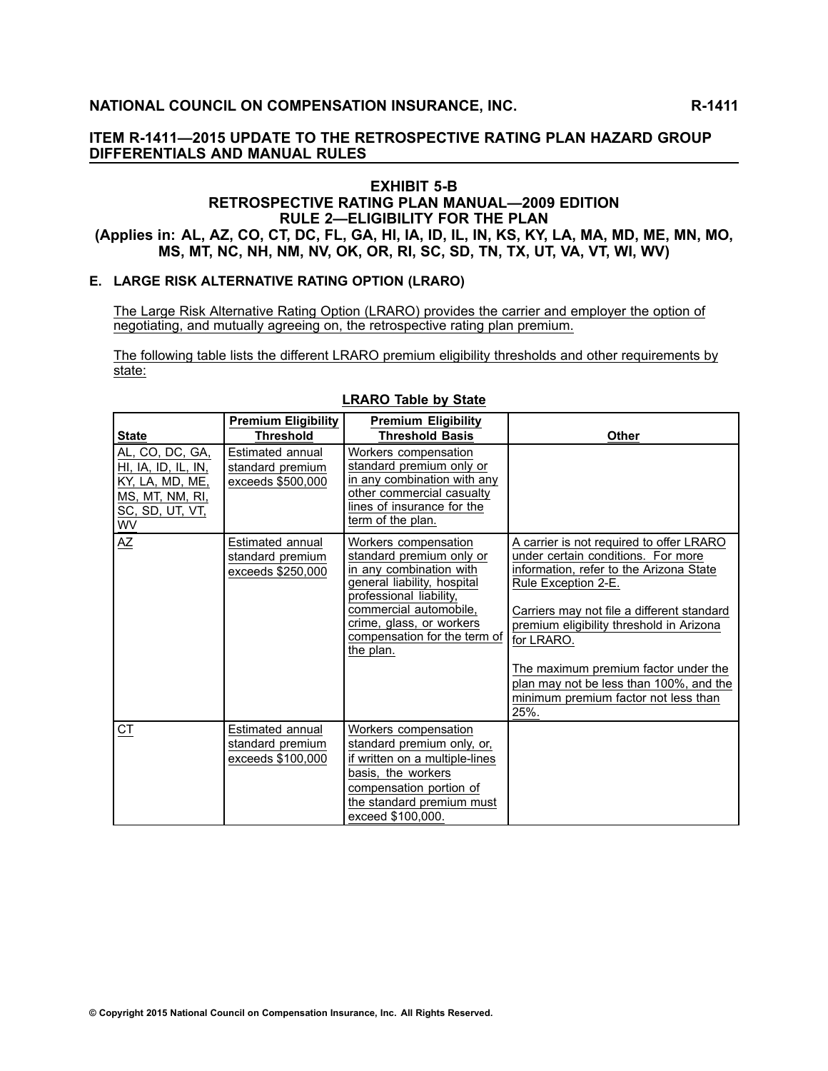## ITEM R-1411—2015 UPDATE TO THE RETROSPECTIVE RATING PLAN HAZARD GROUP DIFFERENTIALS AND MANUAL RULES

### EXHIBIT 5-B
### RETROSPECTIVE RATING PLAN MANUAL—2009 EDITION
### RULE 2—ELIGIBILITY FOR THE PLAN
### (Applies in: AL, AZ, CO, CT, DC, FL, GA, HI, IA, ID, IL, IN, KS, KY, LA, MA, MD, ME, MN, MO, MS, MT, NC, NH, NM, NV, OK, OR, RI, SC, SD, TN, TX, UT, VA, VT, WI, WV)

**E. LARGE RISK ALTERNATIVE RATING OPTION (LRARO)**

The Large Risk Alternative Rating Option (LRARO) provides the carrier and employer the option of negotiating, and mutually agreeing on, the retrospective rating plan premium.

The following table lists the different LRARO premium eligibility thresholds and other requirements by state:

**LRARO Table by State**

| State | Premium Eligibility Threshold | Premium Eligibility Threshold Basis | Other |
|---|---|---|---|
| AL, CO, DC, GA, HI, IA, ID, IL, IN, KY, LA, MD, ME, MS, MT, NM, RI, SC, SD, UT, VT, WV | Estimated annual standard premium exceeds $500,000 | Workers compensation standard premium only or in any combination with any other commercial casualty lines of insurance for the term of the plan. | |
| AZ | Estimated annual standard premium exceeds $250,000 | Workers compensation standard premium only or in any combination with general liability, hospital professional liability, commercial automobile, crime, glass, or workers compensation for the term of the plan. | A carrier is not required to offer LRARO under certain conditions. For more information, refer to the Arizona State Rule Exception 2-E.<br><br>Carriers may not file a different standard premium eligibility threshold in Arizona for LRARO.<br><br>The maximum premium factor under the plan may not be less than 100%, and the minimum premium factor not less than 25%. |
| CT | Estimated annual standard premium exceeds $100,000 | Workers compensation standard premium only, or, if written on a multiple-lines basis, the workers compensation portion of the standard premium must exceed $100,000. | |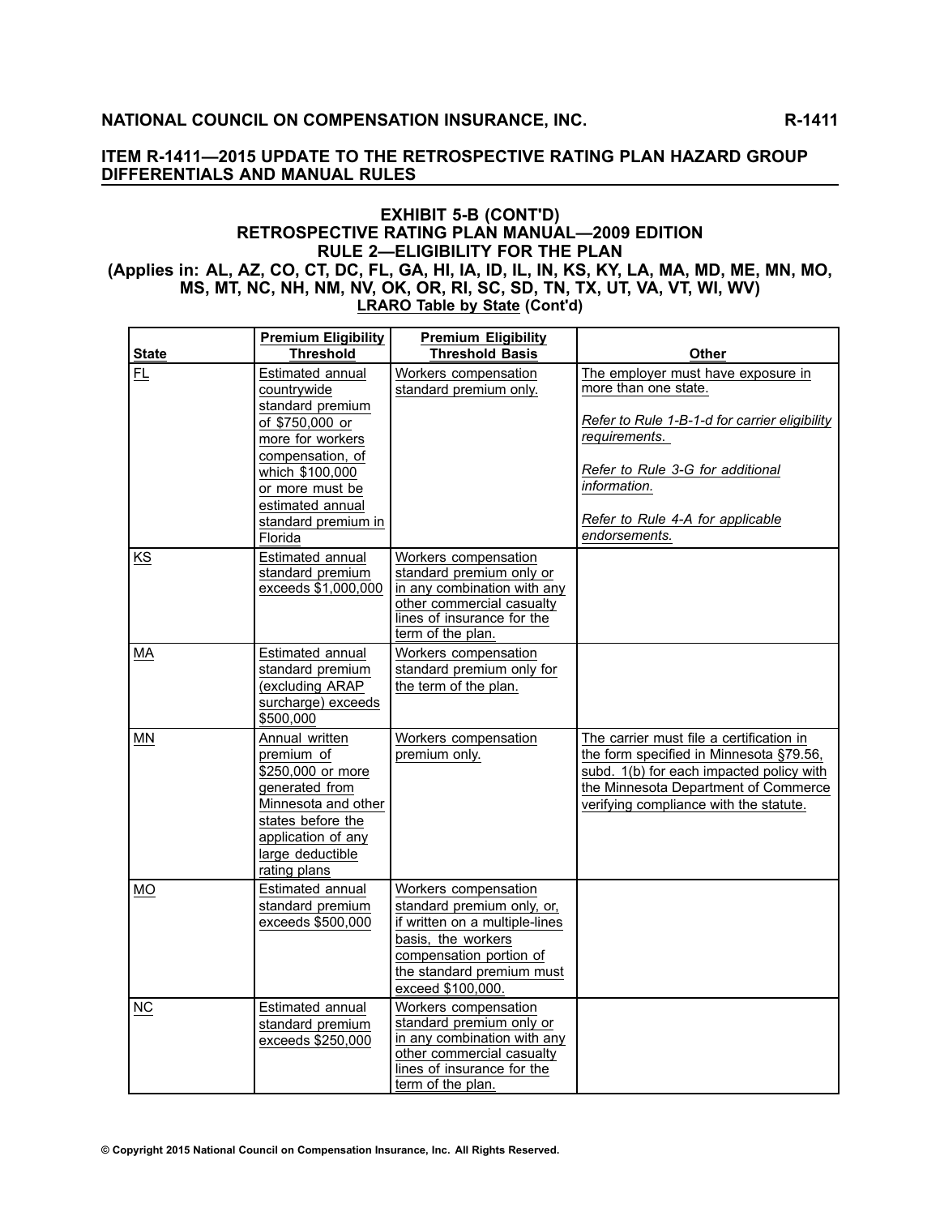## ITEM R-1411—2015 UPDATE TO THE RETROSPECTIVE RATING PLAN HAZARD GROUP DIFFERENTIALS AND MANUAL RULES

### EXHIBIT 5-B (CONT'D)
### RETROSPECTIVE RATING PLAN MANUAL—2009 EDITION
### RULE 2—ELIGIBILITY FOR THE PLAN
### (Applies in: AL, AZ, CO, CT, DC, FL, GA, HI, IA, ID, IL, IN, KS, KY, LA, MA, MD, ME, MN, MO, MS, MT, NC, NH, NM, NV, OK, OR, RI, SC, SD, TN, TX, UT, VA, VT, WI, WV)
**LRARO Table by State (Cont'd)**

| State | Premium Eligibility Threshold | Premium Eligibility Threshold Basis | Other |
|---|---|---|---|
| FL | Estimated annual countrywide standard premium of $750,000 or more for workers compensation, of which $100,000 or more must be estimated annual standard premium in Florida | Workers compensation standard premium only. | The employer must have exposure in more than one state.<br><br>*Refer to Rule 1-B-1-d for carrier eligibility requirements.*<br><br>*Refer to Rule 3-G for additional information.*<br><br>*Refer to Rule 4-A for applicable endorsements.* |
| KS | Estimated annual standard premium exceeds $1,000,000 | Workers compensation standard premium only or in any combination with any other commercial casualty lines of insurance for the term of the plan. | |
| MA | Estimated annual standard premium (excluding ARAP surcharge) exceeds $500,000 | Workers compensation standard premium only for the term of the plan. | |
| MN | Annual written premium of $250,000 or more generated from Minnesota and other states before the application of any large deductible rating plans | Workers compensation premium only. | The carrier must file a certification in the form specified in Minnesota §79.56, subd. 1(b) for each impacted policy with the Minnesota Department of Commerce verifying compliance with the statute. |
| MO | Estimated annual standard premium exceeds $500,000 | Workers compensation standard premium only, or, if written on a multiple-lines basis, the workers compensation portion of the standard premium must exceed $100,000. | |
| NC | Estimated annual standard premium exceeds $250,000 | Workers compensation standard premium only or in any combination with any other commercial casualty lines of insurance for the term of the plan. | |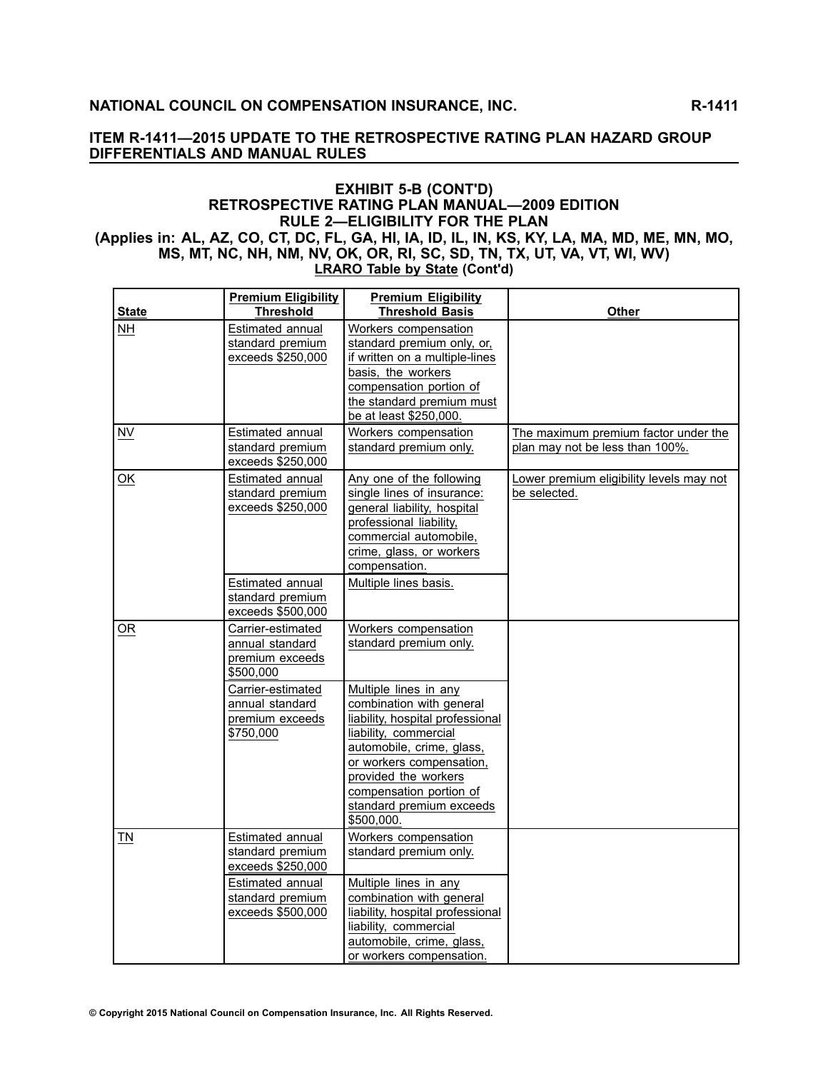## ITEM R-1411—2015 UPDATE TO THE RETROSPECTIVE RATING PLAN HAZARD GROUP DIFFERENTIALS AND MANUAL RULES

### EXHIBIT 5-B (CONT'D)
### RETROSPECTIVE RATING PLAN MANUAL—2009 EDITION
### RULE 2—ELIGIBILITY FOR THE PLAN
### (Applies in: AL, AZ, CO, CT, DC, FL, GA, HI, IA, ID, IL, IN, KS, KY, LA, MA, MD, ME, MN, MO, MS, MT, NC, NH, NM, NV, OK, OR, RI, SC, SD, TN, TX, UT, VA, VT, WI, WV)

**LRARO Table by State (Cont'd)**

| State | Premium Eligibility Threshold | Premium Eligibility Threshold Basis | Other |
|---|---|---|---|
| NH | Estimated annual standard premium exceeds $250,000 | Workers compensation standard premium only, or, if written on a multiple-lines basis, the workers compensation portion of the standard premium must be at least $250,000. | |
| NV | Estimated annual standard premium exceeds $250,000 | Workers compensation standard premium only. | The maximum premium factor under the plan may not be less than 100%. |
| OK | Estimated annual standard premium exceeds $250,000 | Any one of the following single lines of insurance: general liability, hospital professional liability, commercial automobile, crime, glass, or workers compensation. | Lower premium eligibility levels may not be selected. |
| | Estimated annual standard premium exceeds $500,000 | Multiple lines basis. | |
| OR | Carrier-estimated annual standard premium exceeds $500,000 | Workers compensation standard premium only. | |
| | Carrier-estimated annual standard premium exceeds $750,000 | Multiple lines in any combination with general liability, hospital professional liability, commercial automobile, crime, glass, or workers compensation, provided the workers compensation portion of standard premium exceeds $500,000. | |
| TN | Estimated annual standard premium exceeds $250,000 | Workers compensation standard premium only. | |
| | Estimated annual standard premium exceeds $500,000 | Multiple lines in any combination with general liability, hospital professional liability, commercial automobile, crime, glass, or workers compensation. | |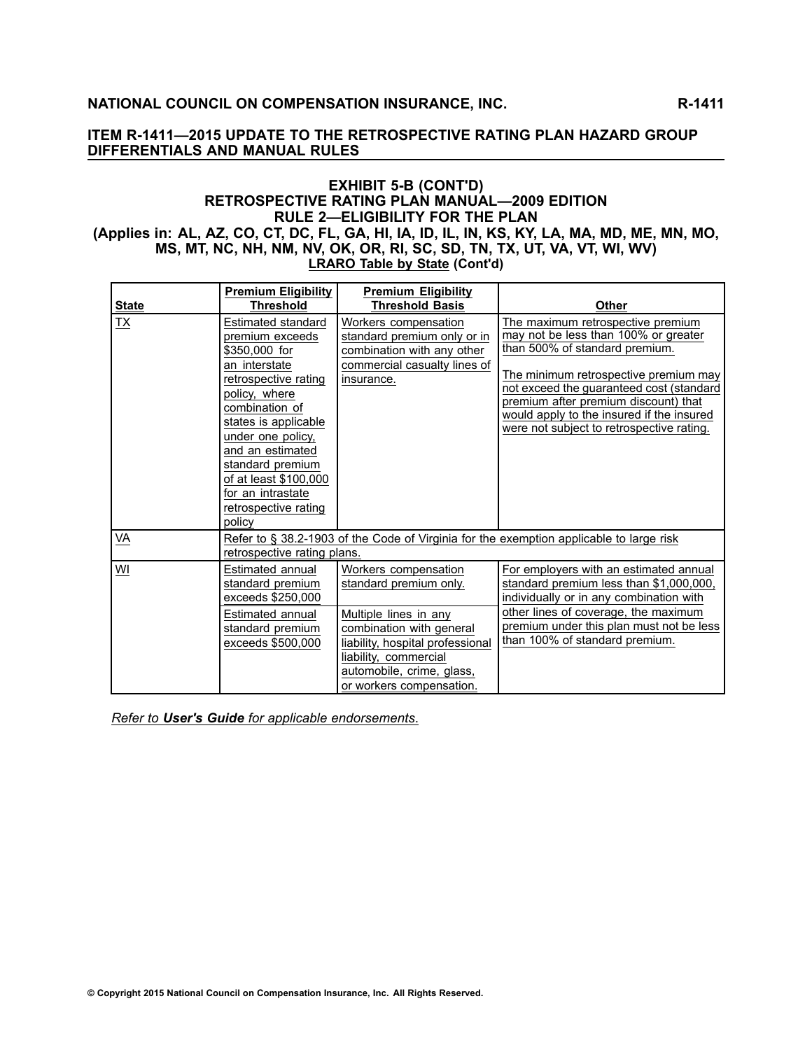## EXHIBIT 5-B (CONT'D)
## RETROSPECTIVE RATING PLAN MANUAL—2009 EDITION
## RULE 2—ELIGIBILITY FOR THE PLAN
### (Applies in: AL, AZ, CO, CT, DC, FL, GA, HI, IA, ID, IL, IN, KS, KY, LA, MA, MD, ME, MN, MO, MS, MT, NC, NH, NM, NV, OK, OR, RI, SC, SD, TN, TX, UT, VA, VT, WI, WV)
### LRARO Table by State (Cont'd)

| State | Premium Eligibility Threshold | Premium Eligibility Threshold Basis | Other |
|---|---|---|---|
| TX | Estimated standard premium exceeds $350,000 for an interstate retrospective rating policy, where combination of states is applicable under one policy, and an estimated standard premium of at least $100,000 for an intrastate retrospective rating policy | Workers compensation standard premium only or in combination with any other commercial casualty lines of insurance. | The maximum retrospective premium may not be less than 100% or greater than 500% of standard premium.<br><br>The minimum retrospective premium may not exceed the guaranteed cost (standard premium after premium discount) that would apply to the insured if the insured were not subject to retrospective rating. |
| VA | Refer to § 38.2-1903 of the Code of Virginia for the exemption applicable to large risk retrospective rating plans. | | |
| WI | Estimated annual standard premium exceeds $250,000 | Workers compensation standard premium only. | For employers with an estimated annual standard premium less than $1,000,000, individually or in any combination with other lines of coverage, the maximum premium under this plan must not be less than 100% of standard premium. |
| | Estimated annual standard premium exceeds $500,000 | Multiple lines in any combination with general liability, hospital professional liability, commercial automobile, crime, glass, or workers compensation. | |

*Refer to **User's Guide** for applicable endorsements.*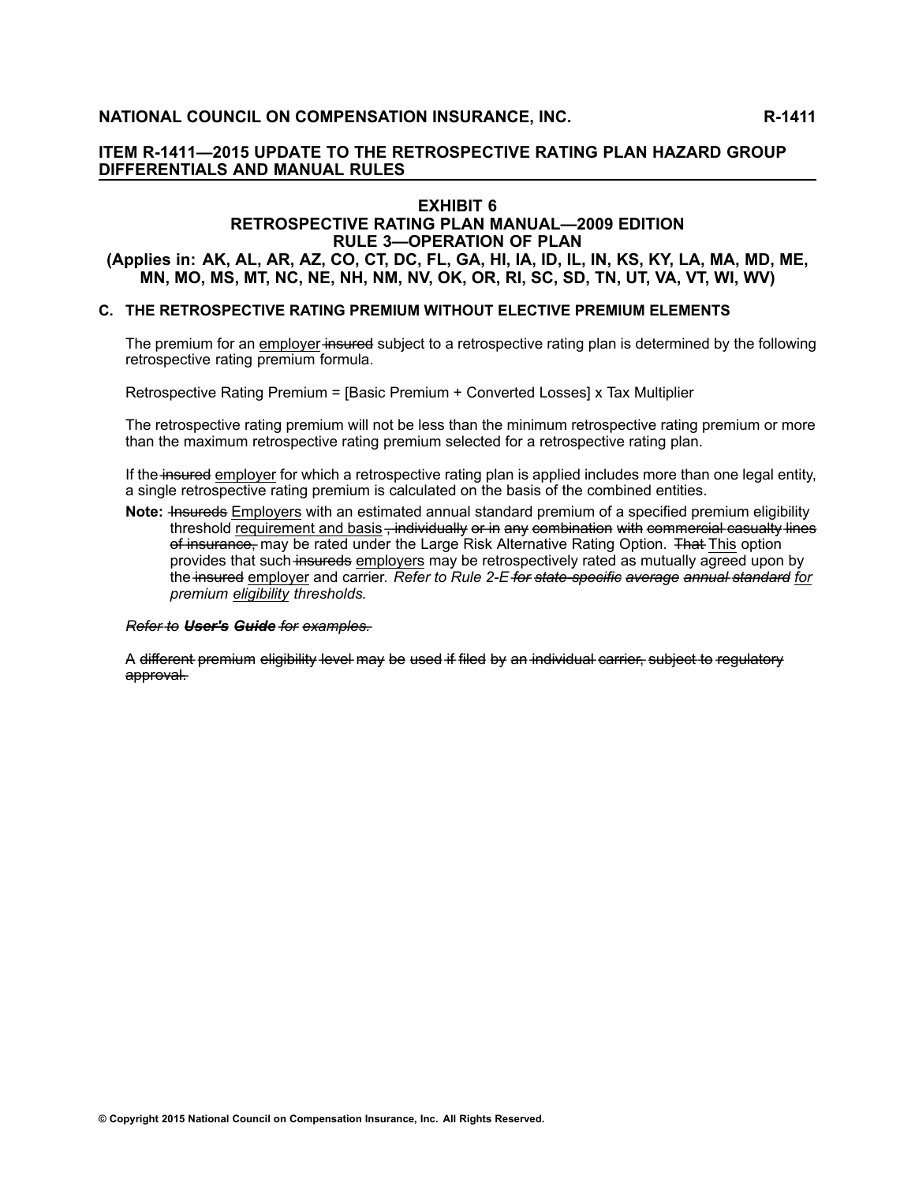# ITEM R-1411—2015 UPDATE TO THE RETROSPECTIVE RATING PLAN HAZARD GROUP DIFFERENTIALS AND MANUAL RULES

## EXHIBIT 6
## RETROSPECTIVE RATING PLAN MANUAL—2009 EDITION
## RULE 3—OPERATION OF PLAN
## (Applies in: AK, AL, AR, AZ, CO, CT, DC, FL, GA, HI, IA, ID, IL, IN, KS, KY, LA, MA, MD, ME, MN, MO, MS, MT, NC, NE, NH, NM, NV, OK, OR, RI, SC, SD, TN, UT, VA, VT, WI, WV)

### C. THE RETROSPECTIVE RATING PREMIUM WITHOUT ELECTIVE PREMIUM ELEMENTS

The premium for an <u>employer</u> ~~insured~~ subject to a retrospective rating plan is determined by the following retrospective rating premium formula.

Retrospective Rating Premium = [Basic Premium + Converted Losses] x Tax Multiplier

The retrospective rating premium will not be less than the minimum retrospective rating premium or more than the maximum retrospective rating premium selected for a retrospective rating plan.

If the ~~insured~~ <u>employer</u> for which a retrospective rating plan is applied includes more than one legal entity, a single retrospective rating premium is calculated on the basis of the combined entities.

**Note:** ~~Insureds~~ <u>Employers</u> with an estimated annual standard premium of a specified premium eligibility threshold <u>requirement and basis</u> ~~, individually or in any combination with commercial casualty lines of insurance,~~ may be rated under the Large Risk Alternative Rating Option. ~~That~~ <u>This</u> option provides that such ~~insureds~~ <u>employers</u> may be retrospectively rated as mutually agreed upon by the ~~insured~~ <u>employer</u> and carrier. *Refer to Rule 2-E ~~for state-specific average annual standard~~ <u>for</u> premium <u>eligibility</u> thresholds.*

~~*Refer to **User's Guide** for examples.*~~

~~A different premium eligibility level may be used if filed by an individual carrier, subject to regulatory approval.~~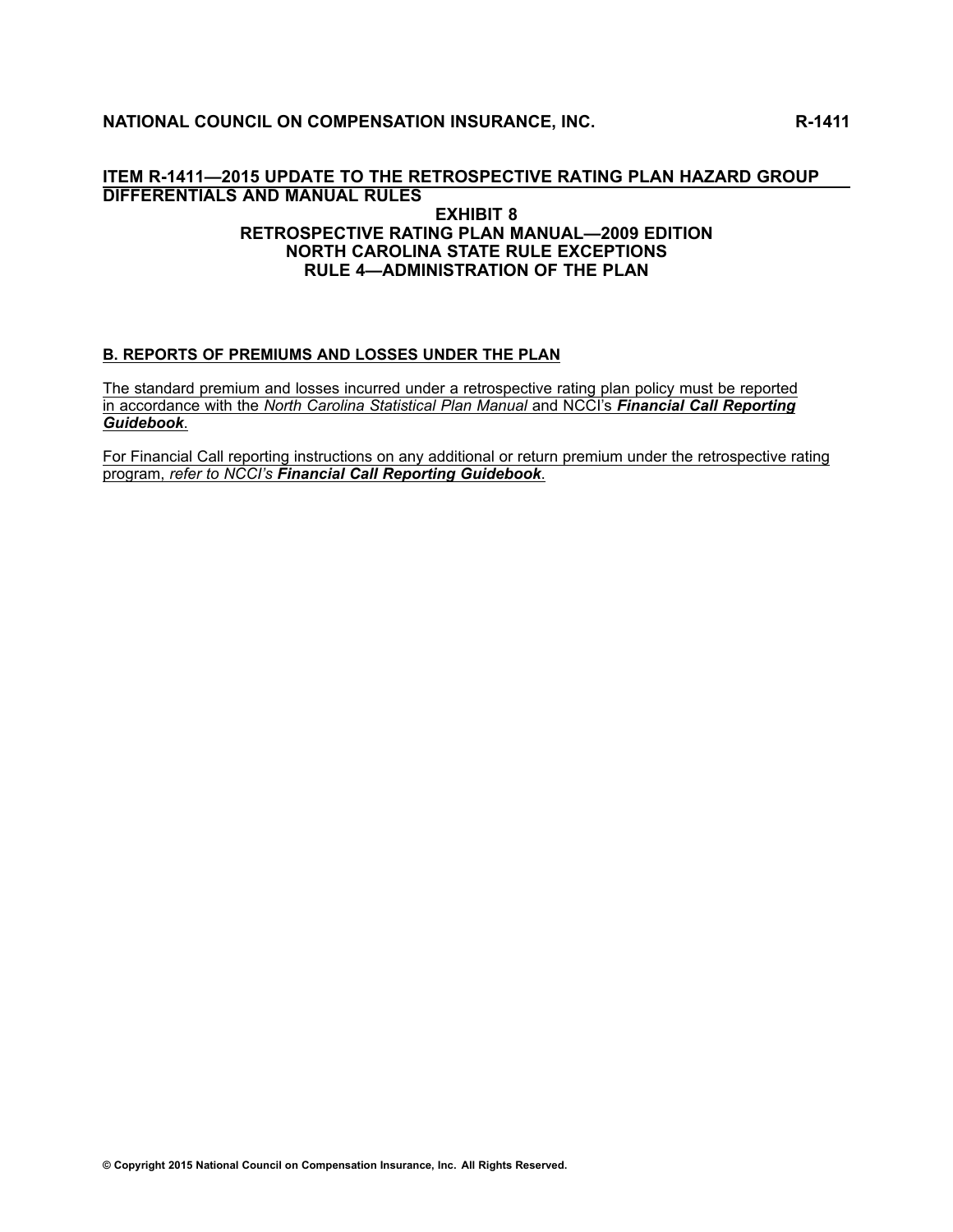## ITEM R-1411—2015 UPDATE TO THE RETROSPECTIVE RATING PLAN HAZARD GROUP DIFFERENTIALS AND MANUAL RULES

### EXHIBIT 8
### RETROSPECTIVE RATING PLAN MANUAL—2009 EDITION
### NORTH CAROLINA STATE RULE EXCEPTIONS
### RULE 4—ADMINISTRATION OF THE PLAN

**B. REPORTS OF PREMIUMS AND LOSSES UNDER THE PLAN**

The standard premium and losses incurred under a retrospective rating plan policy must be reported in accordance with the *North Carolina Statistical Plan Manual* and NCCI's ***Financial Call Reporting Guidebook***.

For Financial Call reporting instructions on any additional or return premium under the retrospective rating program, *refer to NCCI's* ***Financial Call Reporting Guidebook***.